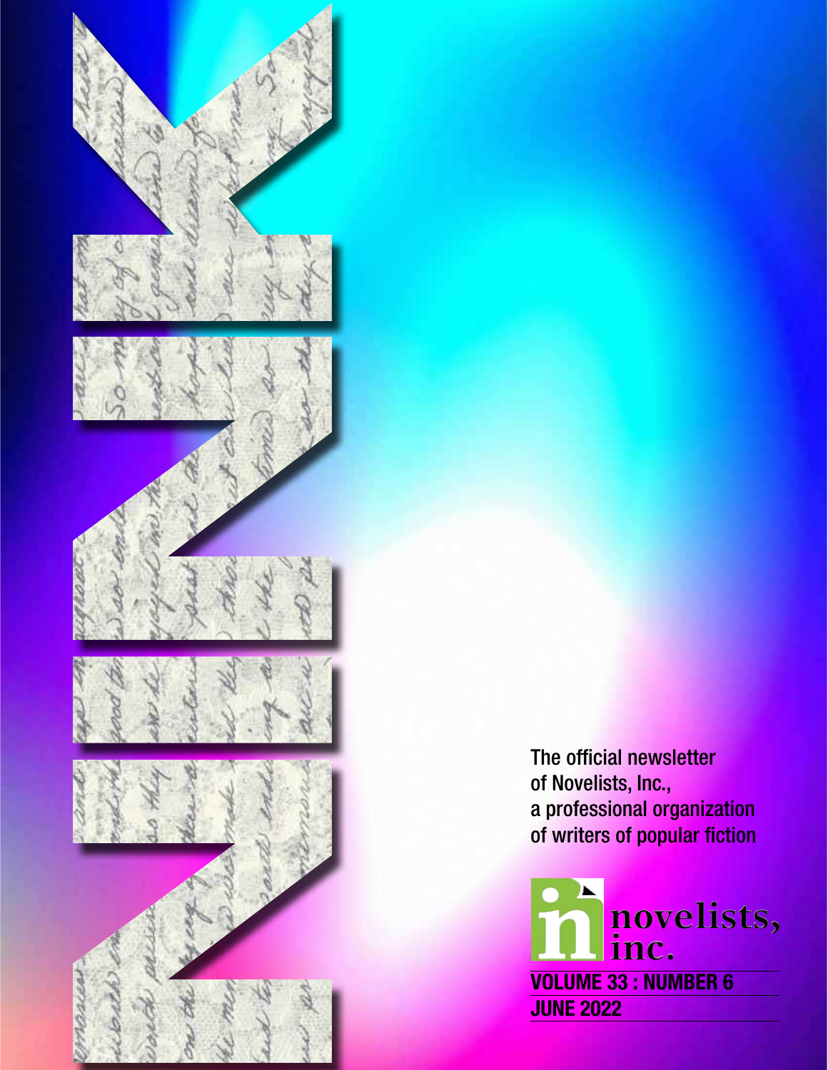# NINK

The official newsletter of Novelists, Inc., a professional organization of writers of popular fiction

novelists, inc.

**VOLUME 33 : NUMBER 6**

**JUNE 2022**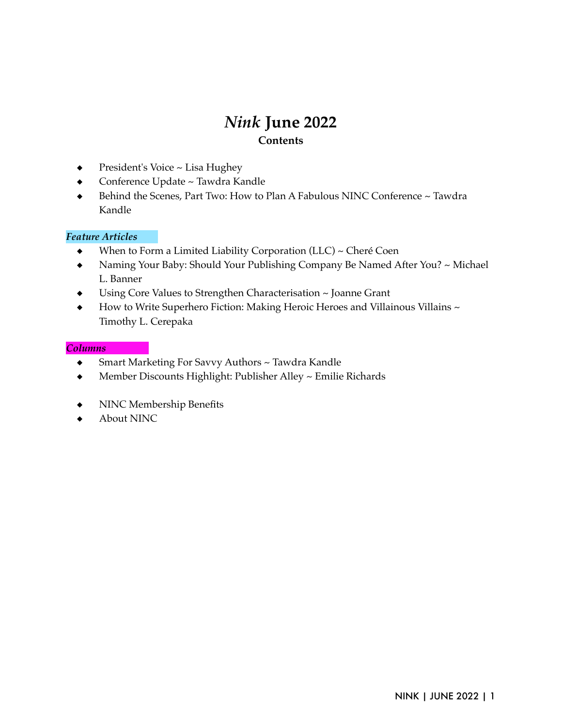# *Nink* June 2022

## Contents

- President's Voice ~ Lisa Hughey
- Conference Update ~ Tawdra Kandle
- Behind the Scenes, Part Two: How to Plan A Fabulous NINC Conference ~ Tawdra Kandle

***Feature Articles***

- When to Form a Limited Liability Corporation (LLC) ~ Cheré Coen
- Naming Your Baby: Should Your Publishing Company Be Named After You? ~ Michael L. Banner
- Using Core Values to Strengthen Characterisation ~ Joanne Grant
- How to Write Superhero Fiction: Making Heroic Heroes and Villainous Villains ~ Timothy L. Cerepaka

***Columns***

- Smart Marketing For Savvy Authors ~ Tawdra Kandle
- Member Discounts Highlight: Publisher Alley ~ Emilie Richards

- NINC Membership Benefits
- About NINC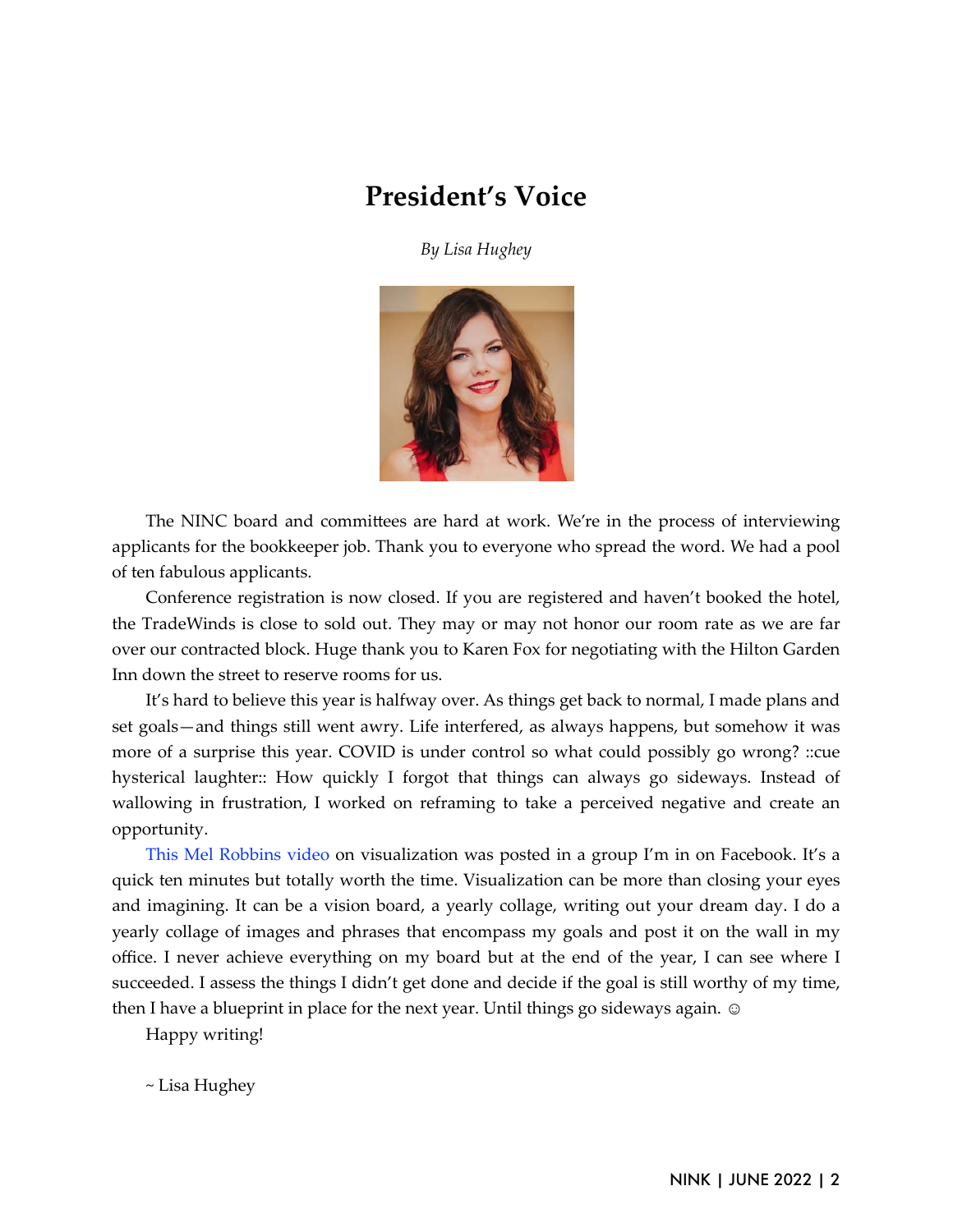# President's Voice

*By Lisa Hughey*

The NINC board and committees are hard at work. We're in the process of interviewing applicants for the bookkeeper job. Thank you to everyone who spread the word. We had a pool of ten fabulous applicants.

Conference registration is now closed. If you are registered and haven't booked the hotel, the TradeWinds is close to sold out. They may or may not honor our room rate as we are far over our contracted block. Huge thank you to Karen Fox for negotiating with the Hilton Garden Inn down the street to reserve rooms for us.

It's hard to believe this year is halfway over. As things get back to normal, I made plans and set goals—and things still went awry. Life interfered, as always happens, but somehow it was more of a surprise this year. COVID is under control so what could possibly go wrong? ::cue hysterical laughter:: How quickly I forgot that things can always go sideways. Instead of wallowing in frustration, I worked on reframing to take a perceived negative and create an opportunity.

This Mel Robbins video on visualization was posted in a group I'm in on Facebook. It's a quick ten minutes but totally worth the time. Visualization can be more than closing your eyes and imagining. It can be a vision board, a yearly collage, writing out your dream day. I do a yearly collage of images and phrases that encompass my goals and post it on the wall in my office. I never achieve everything on my board but at the end of the year, I can see where I succeeded. I assess the things I didn't get done and decide if the goal is still worthy of my time, then I have a blueprint in place for the next year. Until things go sideways again. ☺

Happy writing!

~ Lisa Hughey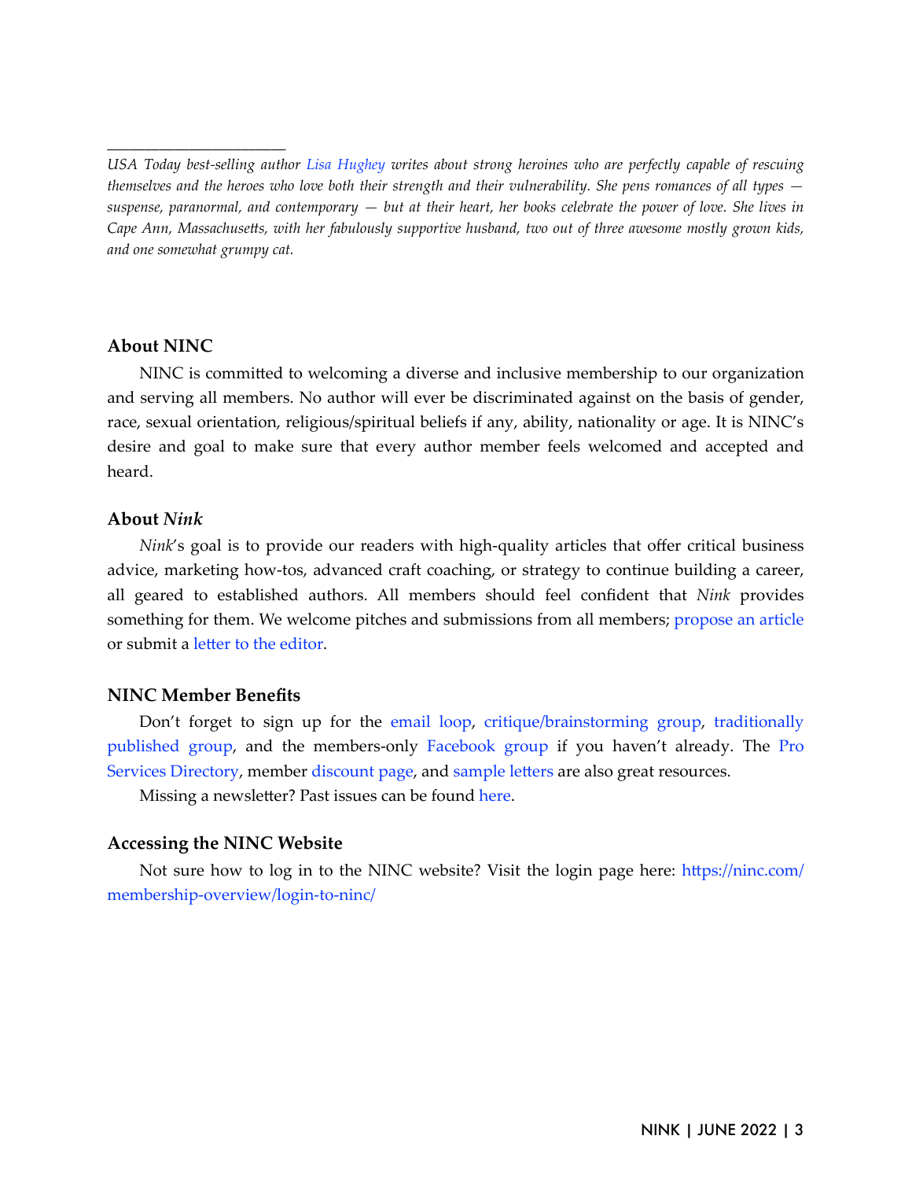---

*USA Today best-selling author Lisa Hughey writes about strong heroines who are perfectly capable of rescuing themselves and the heroes who love both their strength and their vulnerability. She pens romances of all types — suspense, paranormal, and contemporary — but at their heart, her books celebrate the power of love. She lives in Cape Ann, Massachusetts, with her fabulously supportive husband, two out of three awesome mostly grown kids, and one somewhat grumpy cat.*

### About NINC

NINC is committed to welcoming a diverse and inclusive membership to our organization and serving all members. No author will ever be discriminated against on the basis of gender, race, sexual orientation, religious/spiritual beliefs if any, ability, nationality or age. It is NINC's desire and goal to make sure that every author member feels welcomed and accepted and heard.

### About *Nink*

*Nink*'s goal is to provide our readers with high-quality articles that offer critical business advice, marketing how-tos, advanced craft coaching, or strategy to continue building a career, all geared to established authors. All members should feel confident that *Nink* provides something for them. We welcome pitches and submissions from all members; propose an article or submit a letter to the editor.

### NINC Member Benefits

Don't forget to sign up for the email loop, critique/brainstorming group, traditionally published group, and the members-only Facebook group if you haven't already. The Pro Services Directory, member discount page, and sample letters are also great resources.

Missing a newsletter? Past issues can be found here.

### Accessing the NINC Website

Not sure how to log in to the NINC website? Visit the login page here: https://ninc.com/membership-overview/login-to-ninc/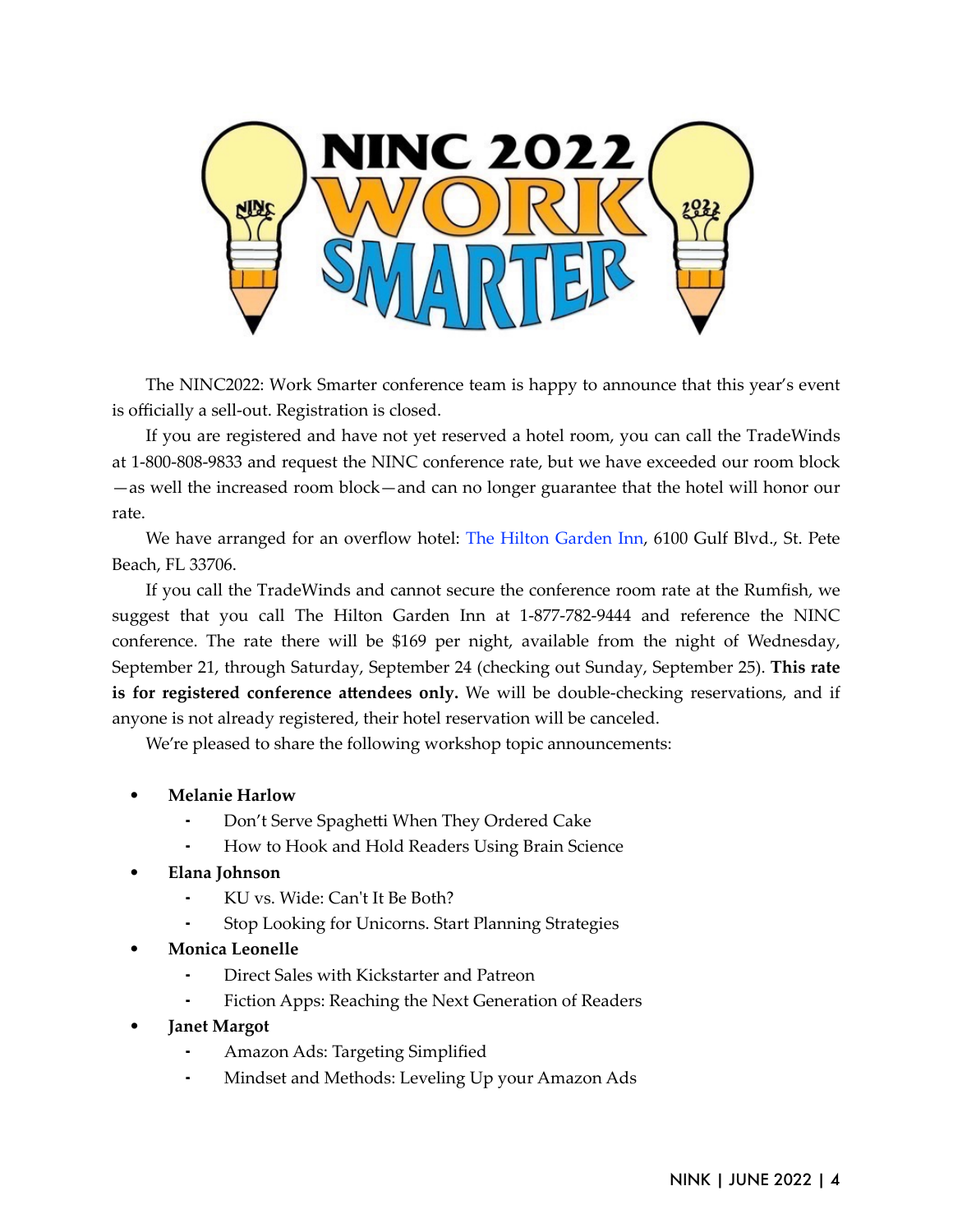The NINC2022: Work Smarter conference team is happy to announce that this year's event is officially a sell-out. Registration is closed.

If you are registered and have not yet reserved a hotel room, you can call the TradeWinds at 1-800-808-9833 and request the NINC conference rate, but we have exceeded our room block—as well the increased room block—and can no longer guarantee that the hotel will honor our rate.

We have arranged for an overflow hotel: The Hilton Garden Inn, 6100 Gulf Blvd., St. Pete Beach, FL 33706.

If you call the TradeWinds and cannot secure the conference room rate at the Rumfish, we suggest that you call The Hilton Garden Inn at 1-877-782-9444 and reference the NINC conference. The rate there will be $169 per night, available from the night of Wednesday, September 21, through Saturday, September 24 (checking out Sunday, September 25). **This rate is for registered conference attendees only.** We will be double-checking reservations, and if anyone is not already registered, their hotel reservation will be canceled.

We're pleased to share the following workshop topic announcements:

- **Melanie Harlow**
  - Don't Serve Spaghetti When They Ordered Cake
  - How to Hook and Hold Readers Using Brain Science
- **Elana Johnson**
  - KU vs. Wide: Can't It Be Both?
  - Stop Looking for Unicorns. Start Planning Strategies
- **Monica Leonelle**
  - Direct Sales with Kickstarter and Patreon
  - Fiction Apps: Reaching the Next Generation of Readers
- **Janet Margot**
  - Amazon Ads: Targeting Simplified
  - Mindset and Methods: Leveling Up your Amazon Ads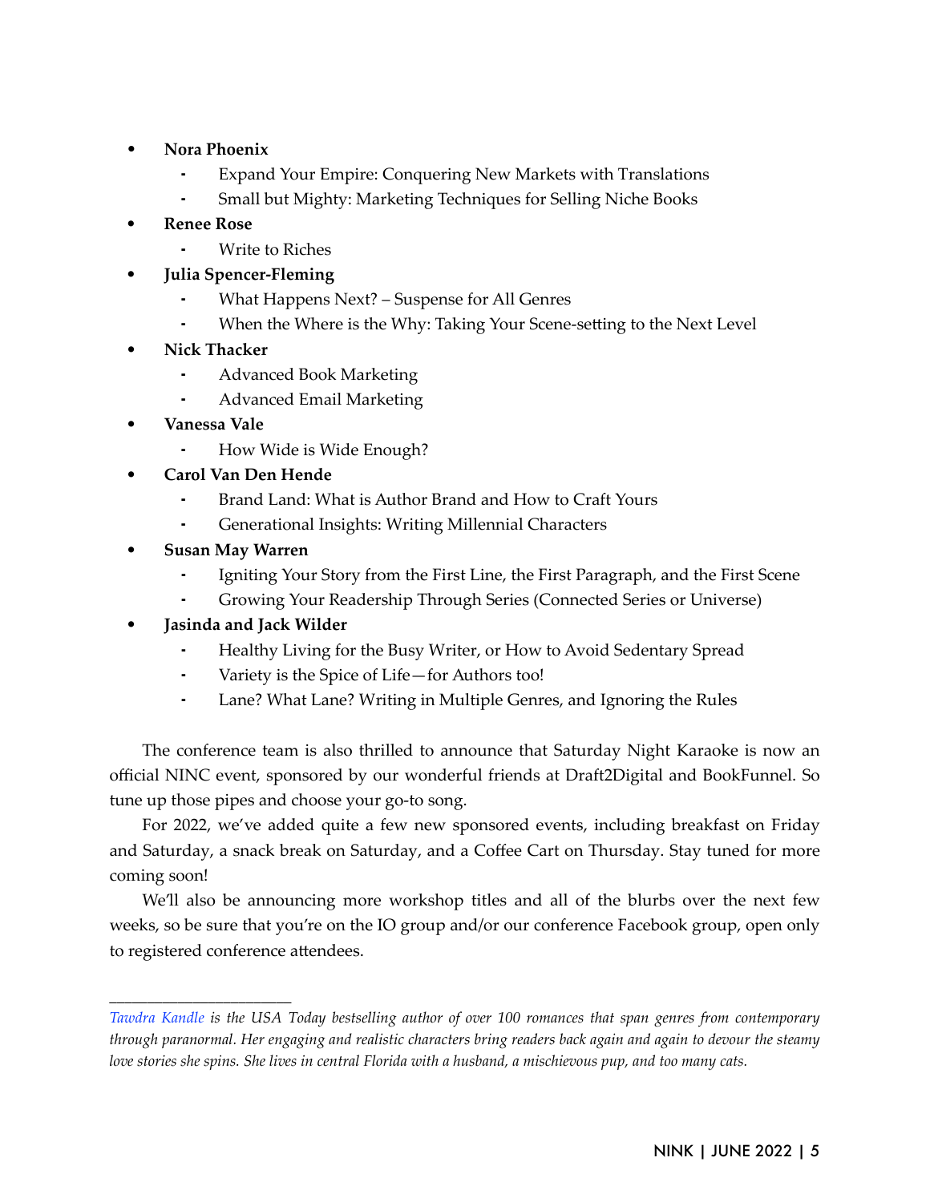- **Nora Phoenix**
  - Expand Your Empire: Conquering New Markets with Translations
  - Small but Mighty: Marketing Techniques for Selling Niche Books
- **Renee Rose**
  - Write to Riches
- **Julia Spencer-Fleming**
  - What Happens Next? – Suspense for All Genres
  - When the Where is the Why: Taking Your Scene-setting to the Next Level
- **Nick Thacker**
  - Advanced Book Marketing
  - Advanced Email Marketing
- **Vanessa Vale**
  - How Wide is Wide Enough?
- **Carol Van Den Hende**
  - Brand Land: What is Author Brand and How to Craft Yours
  - Generational Insights: Writing Millennial Characters
- **Susan May Warren**
  - Igniting Your Story from the First Line, the First Paragraph, and the First Scene
  - Growing Your Readership Through Series (Connected Series or Universe)
- **Jasinda and Jack Wilder**
  - Healthy Living for the Busy Writer, or How to Avoid Sedentary Spread
  - Variety is the Spice of Life—for Authors too!
  - Lane? What Lane? Writing in Multiple Genres, and Ignoring the Rules

The conference team is also thrilled to announce that Saturday Night Karaoke is now an official NINC event, sponsored by our wonderful friends at Draft2Digital and BookFunnel. So tune up those pipes and choose your go-to song.

For 2022, we've added quite a few new sponsored events, including breakfast on Friday and Saturday, a snack break on Saturday, and a Coffee Cart on Thursday. Stay tuned for more coming soon!

We'll also be announcing more workshop titles and all of the blurbs over the next few weeks, so be sure that you're on the IO group and/or our conference Facebook group, open only to registered conference attendees.

---

*Tawdra Kandle is the USA Today bestselling author of over 100 romances that span genres from contemporary through paranormal. Her engaging and realistic characters bring readers back again and again to devour the steamy love stories she spins. She lives in central Florida with a husband, a mischievous pup, and too many cats.*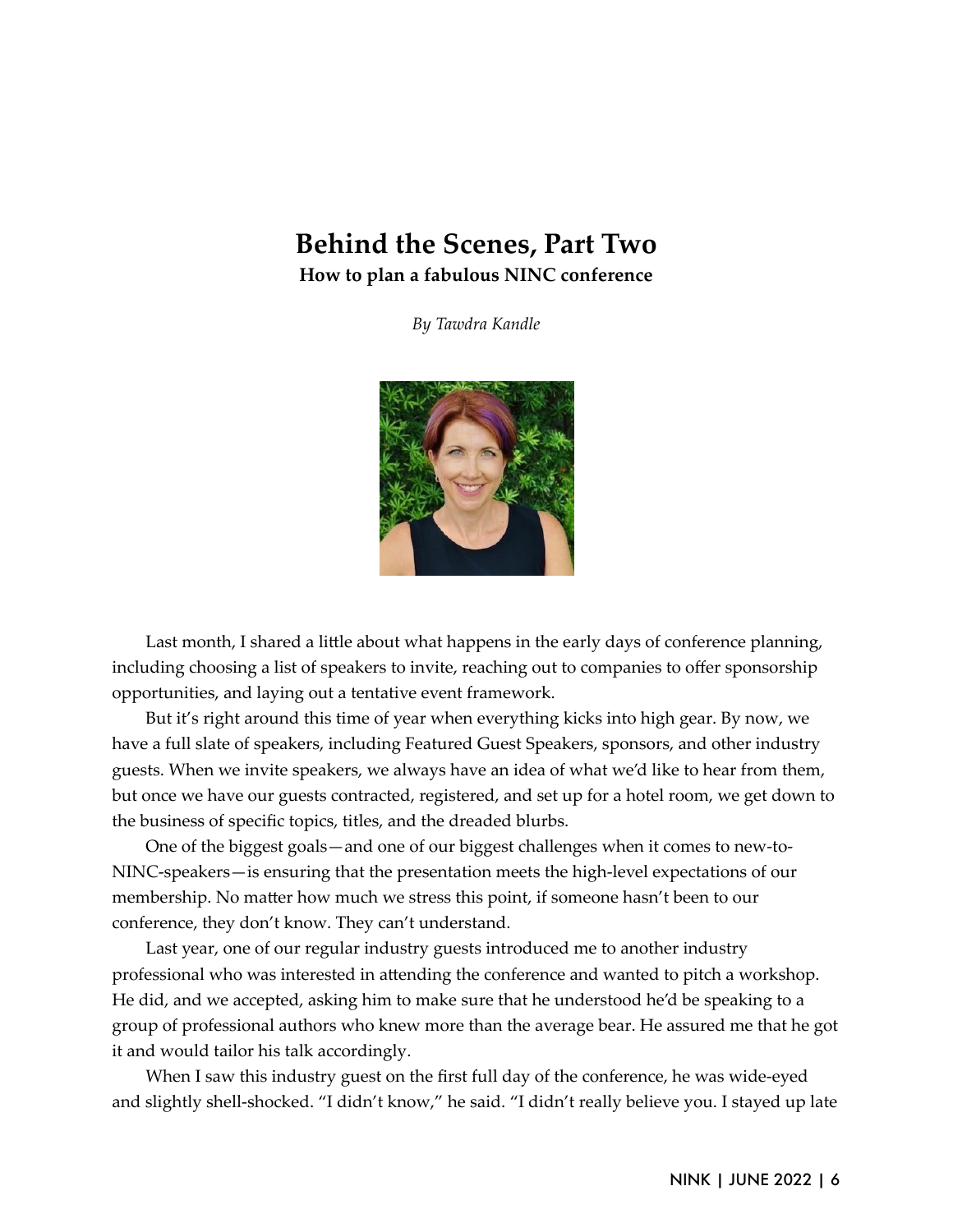# Behind the Scenes, Part Two

**How to plan a fabulous NINC conference**

*By Tawdra Kandle*

Last month, I shared a little about what happens in the early days of conference planning, including choosing a list of speakers to invite, reaching out to companies to offer sponsorship opportunities, and laying out a tentative event framework.

But it's right around this time of year when everything kicks into high gear. By now, we have a full slate of speakers, including Featured Guest Speakers, sponsors, and other industry guests. When we invite speakers, we always have an idea of what we'd like to hear from them, but once we have our guests contracted, registered, and set up for a hotel room, we get down to the business of specific topics, titles, and the dreaded blurbs.

One of the biggest goals—and one of our biggest challenges when it comes to new-to-NINC-speakers—is ensuring that the presentation meets the high-level expectations of our membership. No matter how much we stress this point, if someone hasn't been to our conference, they don't know. They can't understand.

Last year, one of our regular industry guests introduced me to another industry professional who was interested in attending the conference and wanted to pitch a workshop. He did, and we accepted, asking him to make sure that he understood he'd be speaking to a group of professional authors who knew more than the average bear. He assured me that he got it and would tailor his talk accordingly.

When I saw this industry guest on the first full day of the conference, he was wide-eyed and slightly shell-shocked. "I didn't know," he said. "I didn't really believe you. I stayed up late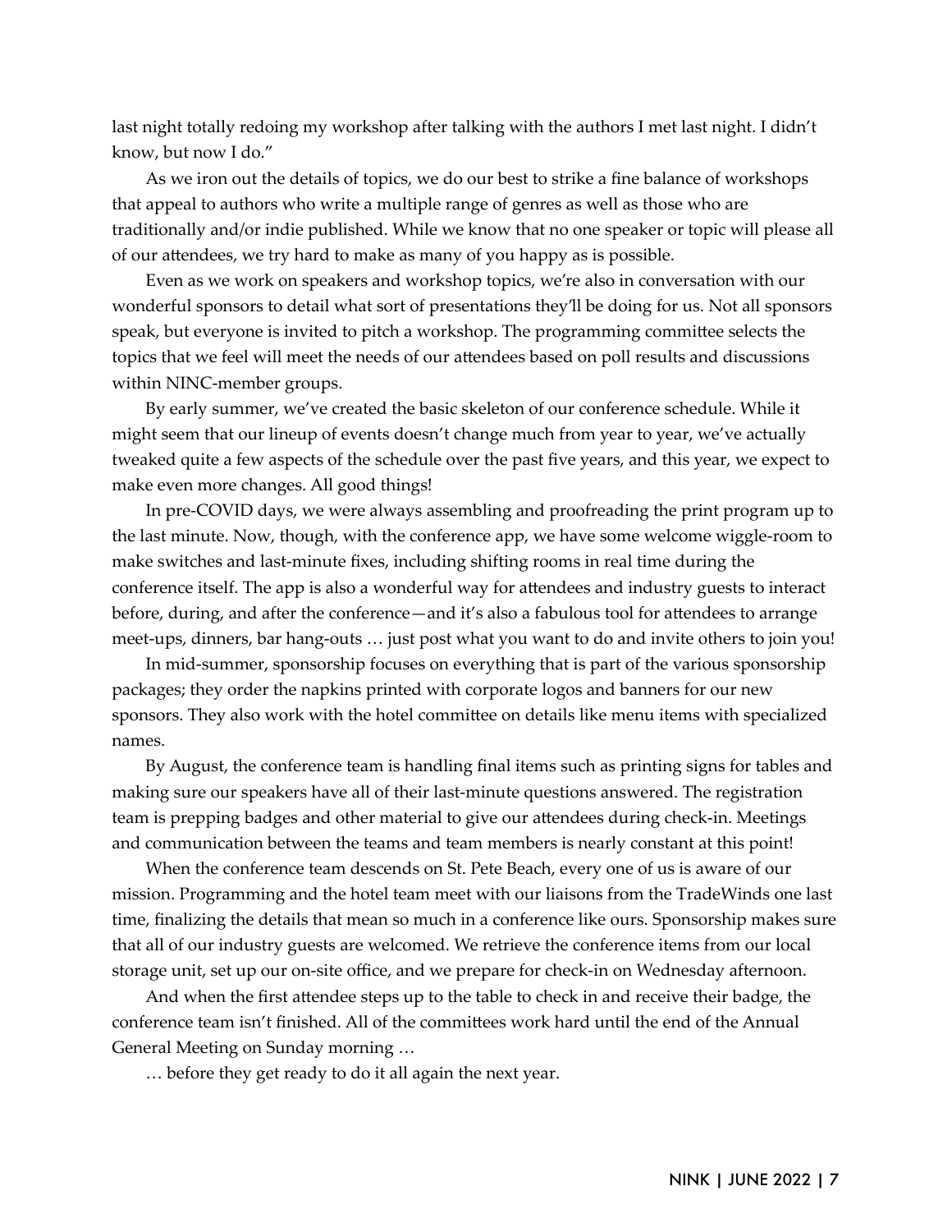last night totally redoing my workshop after talking with the authors I met last night. I didn't know, but now I do."

As we iron out the details of topics, we do our best to strike a fine balance of workshops that appeal to authors who write a multiple range of genres as well as those who are traditionally and/or indie published. While we know that no one speaker or topic will please all of our attendees, we try hard to make as many of you happy as is possible.

Even as we work on speakers and workshop topics, we're also in conversation with our wonderful sponsors to detail what sort of presentations they'll be doing for us. Not all sponsors speak, but everyone is invited to pitch a workshop. The programming committee selects the topics that we feel will meet the needs of our attendees based on poll results and discussions within NINC-member groups.

By early summer, we've created the basic skeleton of our conference schedule. While it might seem that our lineup of events doesn't change much from year to year, we've actually tweaked quite a few aspects of the schedule over the past five years, and this year, we expect to make even more changes. All good things!

In pre-COVID days, we were always assembling and proofreading the print program up to the last minute. Now, though, with the conference app, we have some welcome wiggle-room to make switches and last-minute fixes, including shifting rooms in real time during the conference itself. The app is also a wonderful way for attendees and industry guests to interact before, during, and after the conference—and it's also a fabulous tool for attendees to arrange meet-ups, dinners, bar hang-outs … just post what you want to do and invite others to join you!

In mid-summer, sponsorship focuses on everything that is part of the various sponsorship packages; they order the napkins printed with corporate logos and banners for our new sponsors. They also work with the hotel committee on details like menu items with specialized names.

By August, the conference team is handling final items such as printing signs for tables and making sure our speakers have all of their last-minute questions answered. The registration team is prepping badges and other material to give our attendees during check-in. Meetings and communication between the teams and team members is nearly constant at this point!

When the conference team descends on St. Pete Beach, every one of us is aware of our mission. Programming and the hotel team meet with our liaisons from the TradeWinds one last time, finalizing the details that mean so much in a conference like ours. Sponsorship makes sure that all of our industry guests are welcomed. We retrieve the conference items from our local storage unit, set up our on-site office, and we prepare for check-in on Wednesday afternoon.

And when the first attendee steps up to the table to check in and receive their badge, the conference team isn't finished. All of the committees work hard until the end of the Annual General Meeting on Sunday morning …

… before they get ready to do it all again the next year.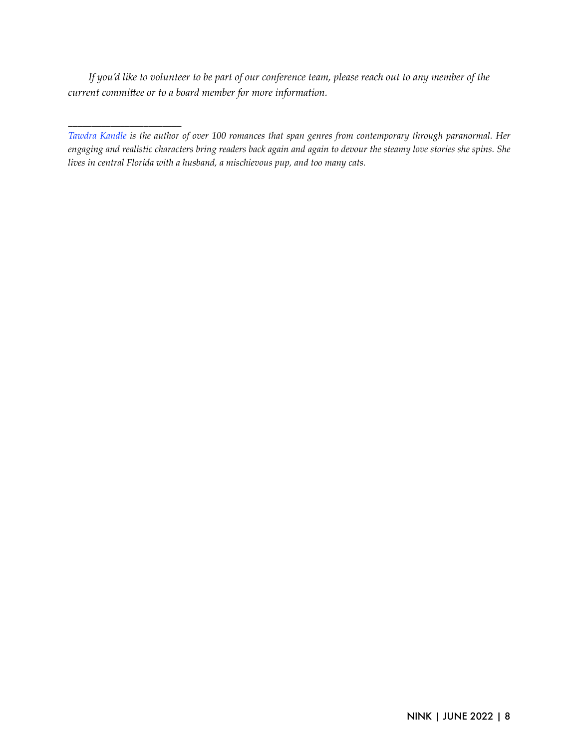*If you'd like to volunteer to be part of our conference team, please reach out to any member of the current committee or to a board member for more information.*

---

*Tawdra Kandle is the author of over 100 romances that span genres from contemporary through paranormal. Her engaging and realistic characters bring readers back again and again to devour the steamy love stories she spins. She lives in central Florida with a husband, a mischievous pup, and too many cats.*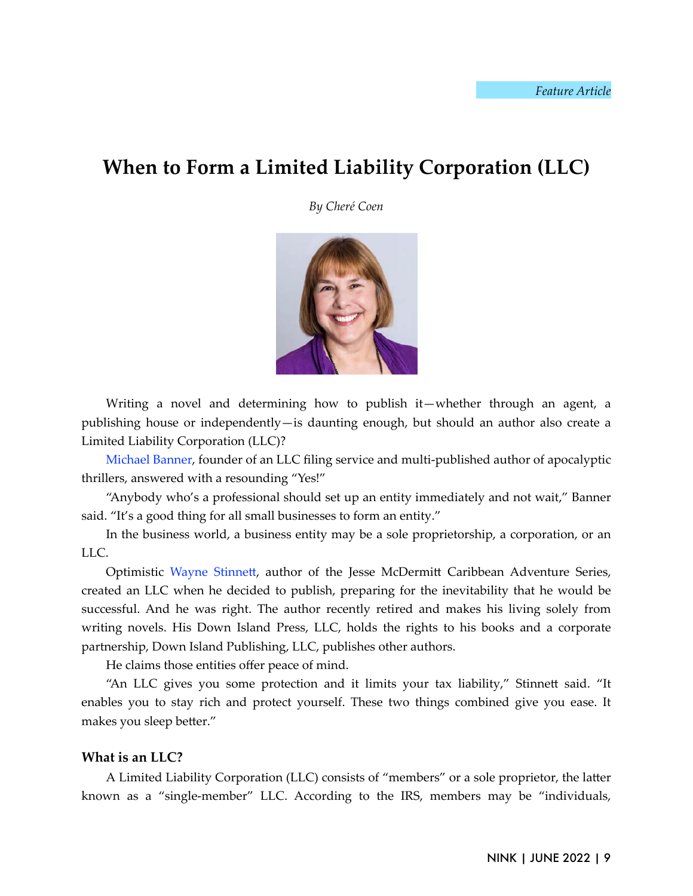*Feature Article*

# When to Form a Limited Liability Corporation (LLC)

*By Cheré Coen*

Writing a novel and determining how to publish it—whether through an agent, a publishing house or independently—is daunting enough, but should an author also create a Limited Liability Corporation (LLC)?

Michael Banner, founder of an LLC filing service and multi-published author of apocalyptic thrillers, answered with a resounding "Yes!"

"Anybody who's a professional should set up an entity immediately and not wait," Banner said. "It's a good thing for all small businesses to form an entity."

In the business world, a business entity may be a sole proprietorship, a corporation, or an LLC.

Optimistic Wayne Stinnett, author of the Jesse McDermitt Caribbean Adventure Series, created an LLC when he decided to publish, preparing for the inevitability that he would be successful. And he was right. The author recently retired and makes his living solely from writing novels. His Down Island Press, LLC, holds the rights to his books and a corporate partnership, Down Island Publishing, LLC, publishes other authors.

He claims those entities offer peace of mind.

"An LLC gives you some protection and it limits your tax liability," Stinnett said. "It enables you to stay rich and protect yourself. These two things combined give you ease. It makes you sleep better."

### What is an LLC?

A Limited Liability Corporation (LLC) consists of "members" or a sole proprietor, the latter known as a "single-member" LLC. According to the IRS, members may be "individuals,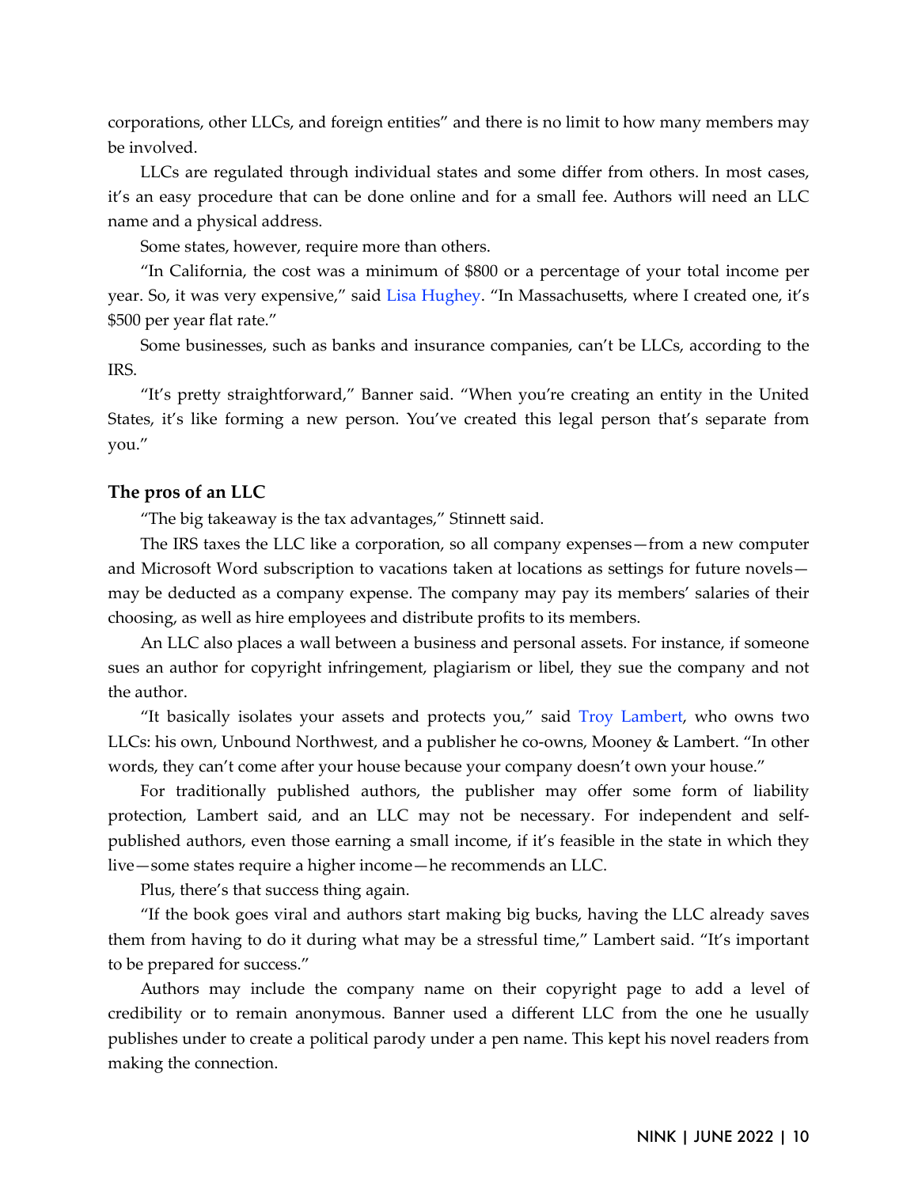corporations, other LLCs, and foreign entities" and there is no limit to how many members may be involved.

LLCs are regulated through individual states and some differ from others. In most cases, it's an easy procedure that can be done online and for a small fee. Authors will need an LLC name and a physical address.

Some states, however, require more than others.

"In California, the cost was a minimum of $800 or a percentage of your total income per year. So, it was very expensive," said Lisa Hughey. "In Massachusetts, where I created one, it's $500 per year flat rate."

Some businesses, such as banks and insurance companies, can't be LLCs, according to the IRS.

"It's pretty straightforward," Banner said. "When you're creating an entity in the United States, it's like forming a new person. You've created this legal person that's separate from you."

### The pros of an LLC

"The big takeaway is the tax advantages," Stinnett said.

The IRS taxes the LLC like a corporation, so all company expenses—from a new computer and Microsoft Word subscription to vacations taken at locations as settings for future novels—may be deducted as a company expense. The company may pay its members' salaries of their choosing, as well as hire employees and distribute profits to its members.

An LLC also places a wall between a business and personal assets. For instance, if someone sues an author for copyright infringement, plagiarism or libel, they sue the company and not the author.

"It basically isolates your assets and protects you," said Troy Lambert, who owns two LLCs: his own, Unbound Northwest, and a publisher he co-owns, Mooney & Lambert. "In other words, they can't come after your house because your company doesn't own your house."

For traditionally published authors, the publisher may offer some form of liability protection, Lambert said, and an LLC may not be necessary. For independent and self-published authors, even those earning a small income, if it's feasible in the state in which they live—some states require a higher income—he recommends an LLC.

Plus, there's that success thing again.

"If the book goes viral and authors start making big bucks, having the LLC already saves them from having to do it during what may be a stressful time," Lambert said. "It's important to be prepared for success."

Authors may include the company name on their copyright page to add a level of credibility or to remain anonymous. Banner used a different LLC from the one he usually publishes under to create a political parody under a pen name. This kept his novel readers from making the connection.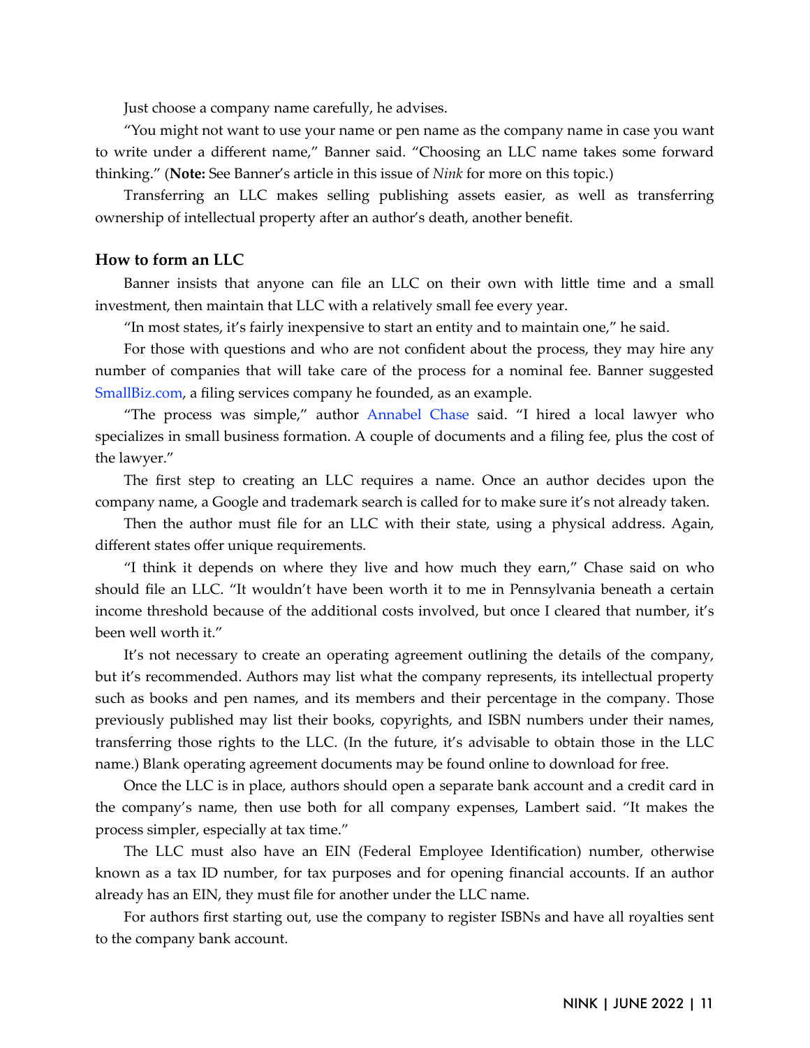Just choose a company name carefully, he advises.

"You might not want to use your name or pen name as the company name in case you want to write under a different name," Banner said. "Choosing an LLC name takes some forward thinking." (**Note:** See Banner's article in this issue of *Nink* for more on this topic.)

Transferring an LLC makes selling publishing assets easier, as well as transferring ownership of intellectual property after an author's death, another benefit.

### How to form an LLC

Banner insists that anyone can file an LLC on their own with little time and a small investment, then maintain that LLC with a relatively small fee every year.

"In most states, it's fairly inexpensive to start an entity and to maintain one," he said.

For those with questions and who are not confident about the process, they may hire any number of companies that will take care of the process for a nominal fee. Banner suggested SmallBiz.com, a filing services company he founded, as an example.

"The process was simple," author Annabel Chase said. "I hired a local lawyer who specializes in small business formation. A couple of documents and a filing fee, plus the cost of the lawyer."

The first step to creating an LLC requires a name. Once an author decides upon the company name, a Google and trademark search is called for to make sure it's not already taken.

Then the author must file for an LLC with their state, using a physical address. Again, different states offer unique requirements.

"I think it depends on where they live and how much they earn," Chase said on who should file an LLC. "It wouldn't have been worth it to me in Pennsylvania beneath a certain income threshold because of the additional costs involved, but once I cleared that number, it's been well worth it."

It's not necessary to create an operating agreement outlining the details of the company, but it's recommended. Authors may list what the company represents, its intellectual property such as books and pen names, and its members and their percentage in the company. Those previously published may list their books, copyrights, and ISBN numbers under their names, transferring those rights to the LLC. (In the future, it's advisable to obtain those in the LLC name.) Blank operating agreement documents may be found online to download for free.

Once the LLC is in place, authors should open a separate bank account and a credit card in the company's name, then use both for all company expenses, Lambert said. "It makes the process simpler, especially at tax time."

The LLC must also have an EIN (Federal Employee Identification) number, otherwise known as a tax ID number, for tax purposes and for opening financial accounts. If an author already has an EIN, they must file for another under the LLC name.

For authors first starting out, use the company to register ISBNs and have all royalties sent to the company bank account.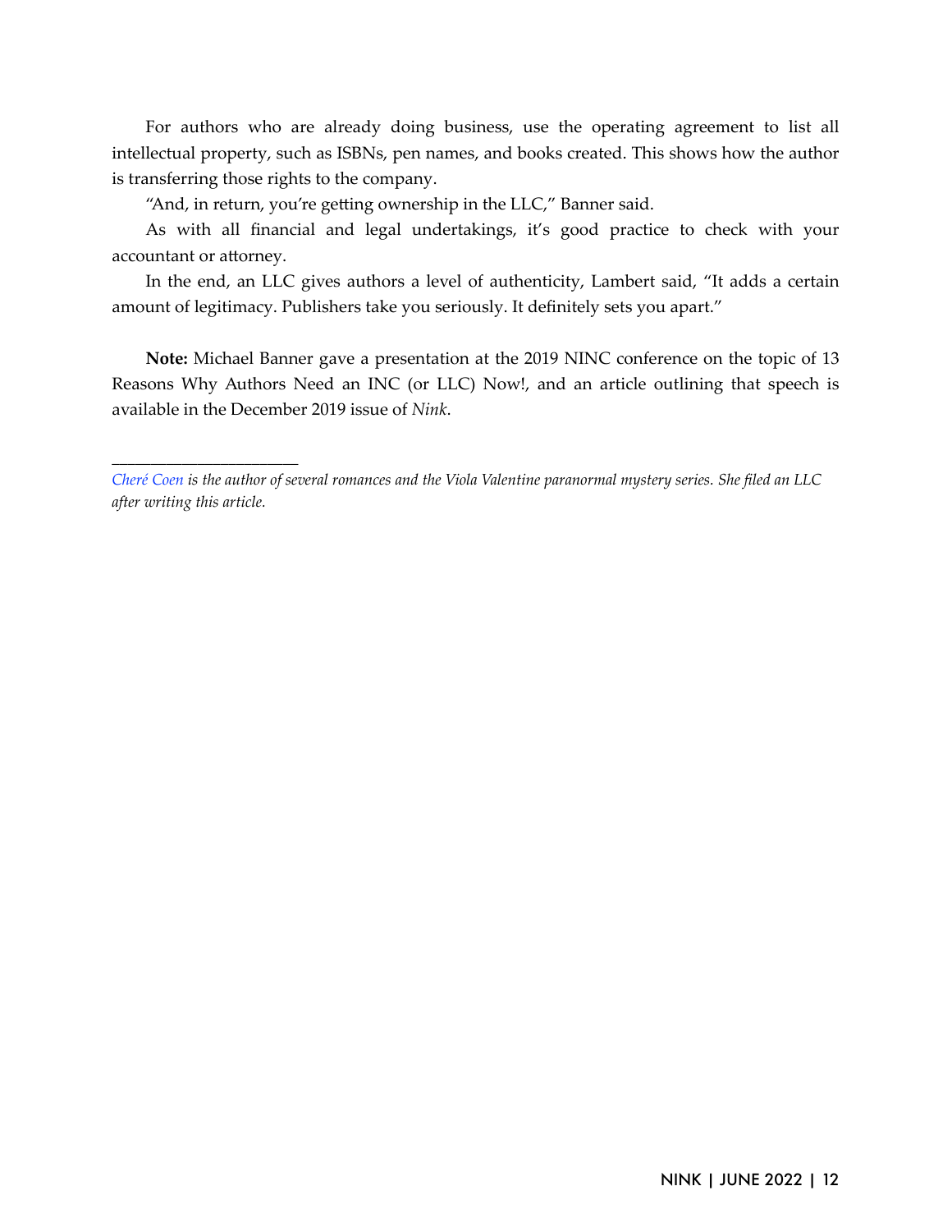For authors who are already doing business, use the operating agreement to list all intellectual property, such as ISBNs, pen names, and books created. This shows how the author is transferring those rights to the company.

"And, in return, you're getting ownership in the LLC," Banner said.

As with all financial and legal undertakings, it's good practice to check with your accountant or attorney.

In the end, an LLC gives authors a level of authenticity, Lambert said, "It adds a certain amount of legitimacy. Publishers take you seriously. It definitely sets you apart."

**Note:** Michael Banner gave a presentation at the 2019 NINC conference on the topic of 13 Reasons Why Authors Need an INC (or LLC) Now!, and an article outlining that speech is available in the December 2019 issue of *Nink*.

---

*Cheré Coen is the author of several romances and the Viola Valentine paranormal mystery series. She filed an LLC after writing this article.*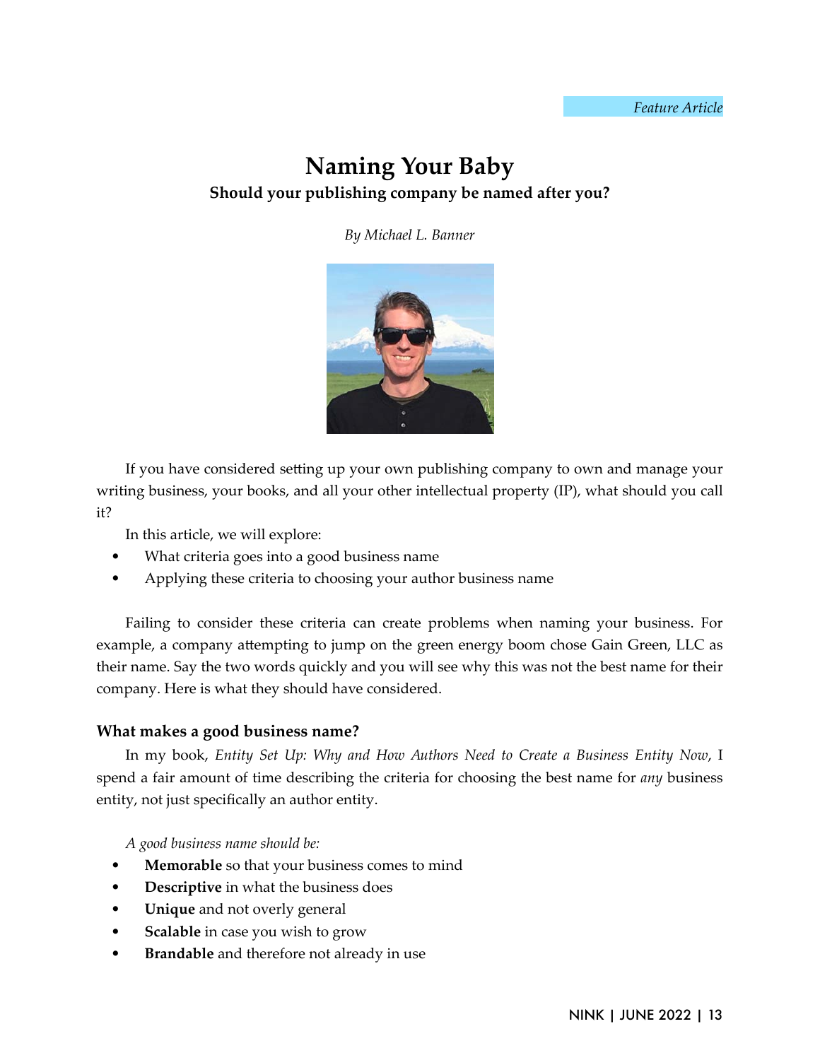*Feature Article*

# Naming Your Baby

**Should your publishing company be named after you?**

*By Michael L. Banner*

If you have considered setting up your own publishing company to own and manage your writing business, your books, and all your other intellectual property (IP), what should you call it?

In this article, we will explore:

- What criteria goes into a good business name
- Applying these criteria to choosing your author business name

Failing to consider these criteria can create problems when naming your business. For example, a company attempting to jump on the green energy boom chose Gain Green, LLC as their name. Say the two words quickly and you will see why this was not the best name for their company. Here is what they should have considered.

### What makes a good business name?

In my book, *Entity Set Up: Why and How Authors Need to Create a Business Entity Now*, I spend a fair amount of time describing the criteria for choosing the best name for *any* business entity, not just specifically an author entity.

*A good business name should be:*

- **Memorable** so that your business comes to mind
- **Descriptive** in what the business does
- **Unique** and not overly general
- **Scalable** in case you wish to grow
- **Brandable** and therefore not already in use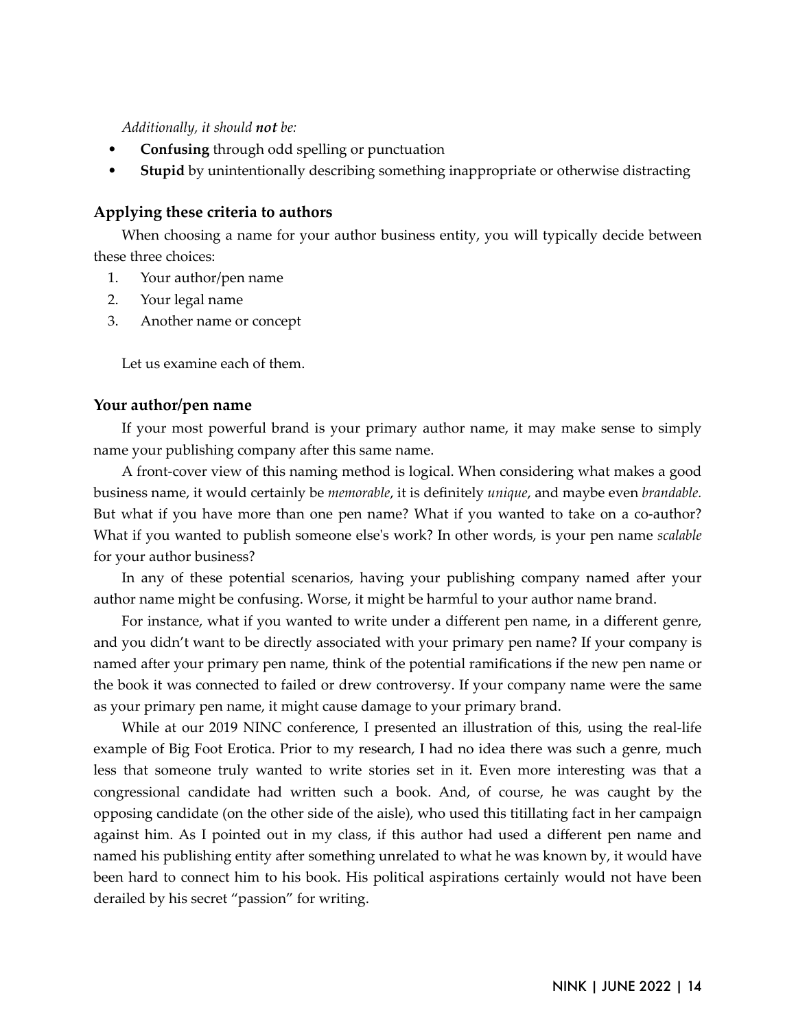*Additionally, it should **not** be:*

- **Confusing** through odd spelling or punctuation
- **Stupid** by unintentionally describing something inappropriate or otherwise distracting

### Applying these criteria to authors

When choosing a name for your author business entity, you will typically decide between these three choices:

1. Your author/pen name
2. Your legal name
3. Another name or concept

Let us examine each of them.

### Your author/pen name

If your most powerful brand is your primary author name, it may make sense to simply name your publishing company after this same name.

A front-cover view of this naming method is logical. When considering what makes a good business name, it would certainly be *memorable*, it is definitely *unique*, and maybe even *brandable.* But what if you have more than one pen name? What if you wanted to take on a co-author? What if you wanted to publish someone else's work? In other words, is your pen name *scalable* for your author business?

In any of these potential scenarios, having your publishing company named after your author name might be confusing. Worse, it might be harmful to your author name brand.

For instance, what if you wanted to write under a different pen name, in a different genre, and you didn't want to be directly associated with your primary pen name? If your company is named after your primary pen name, think of the potential ramifications if the new pen name or the book it was connected to failed or drew controversy. If your company name were the same as your primary pen name, it might cause damage to your primary brand.

While at our 2019 NINC conference, I presented an illustration of this, using the real-life example of Big Foot Erotica. Prior to my research, I had no idea there was such a genre, much less that someone truly wanted to write stories set in it. Even more interesting was that a congressional candidate had written such a book. And, of course, he was caught by the opposing candidate (on the other side of the aisle), who used this titillating fact in her campaign against him. As I pointed out in my class, if this author had used a different pen name and named his publishing entity after something unrelated to what he was known by, it would have been hard to connect him to his book. His political aspirations certainly would not have been derailed by his secret "passion" for writing.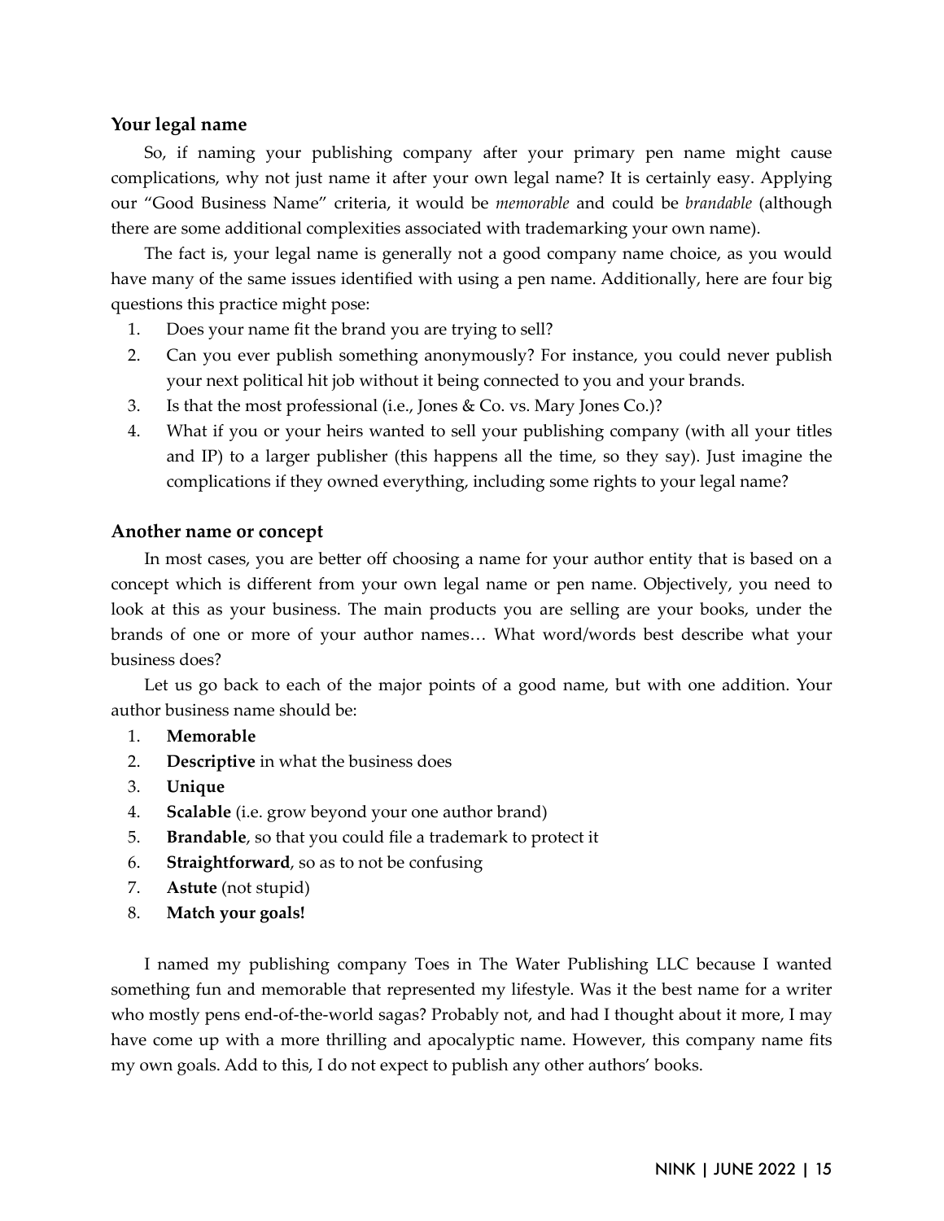### Your legal name

So, if naming your publishing company after your primary pen name might cause complications, why not just name it after your own legal name? It is certainly easy. Applying our "Good Business Name" criteria, it would be *memorable* and could be *brandable* (although there are some additional complexities associated with trademarking your own name).

The fact is, your legal name is generally not a good company name choice, as you would have many of the same issues identified with using a pen name. Additionally, here are four big questions this practice might pose:

1. Does your name fit the brand you are trying to sell?
2. Can you ever publish something anonymously? For instance, you could never publish your next political hit job without it being connected to you and your brands.
3. Is that the most professional (i.e., Jones & Co. vs. Mary Jones Co.)?
4. What if you or your heirs wanted to sell your publishing company (with all your titles and IP) to a larger publisher (this happens all the time, so they say). Just imagine the complications if they owned everything, including some rights to your legal name?

### Another name or concept

In most cases, you are better off choosing a name for your author entity that is based on a concept which is different from your own legal name or pen name. Objectively, you need to look at this as your business. The main products you are selling are your books, under the brands of one or more of your author names… What word/words best describe what your business does?

Let us go back to each of the major points of a good name, but with one addition. Your author business name should be:

1. **Memorable**
2. **Descriptive** in what the business does
3. **Unique**
4. **Scalable** (i.e. grow beyond your one author brand)
5. **Brandable**, so that you could file a trademark to protect it
6. **Straightforward**, so as to not be confusing
7. **Astute** (not stupid)
8. **Match your goals!**

I named my publishing company Toes in The Water Publishing LLC because I wanted something fun and memorable that represented my lifestyle. Was it the best name for a writer who mostly pens end-of-the-world sagas? Probably not, and had I thought about it more, I may have come up with a more thrilling and apocalyptic name. However, this company name fits my own goals. Add to this, I do not expect to publish any other authors' books.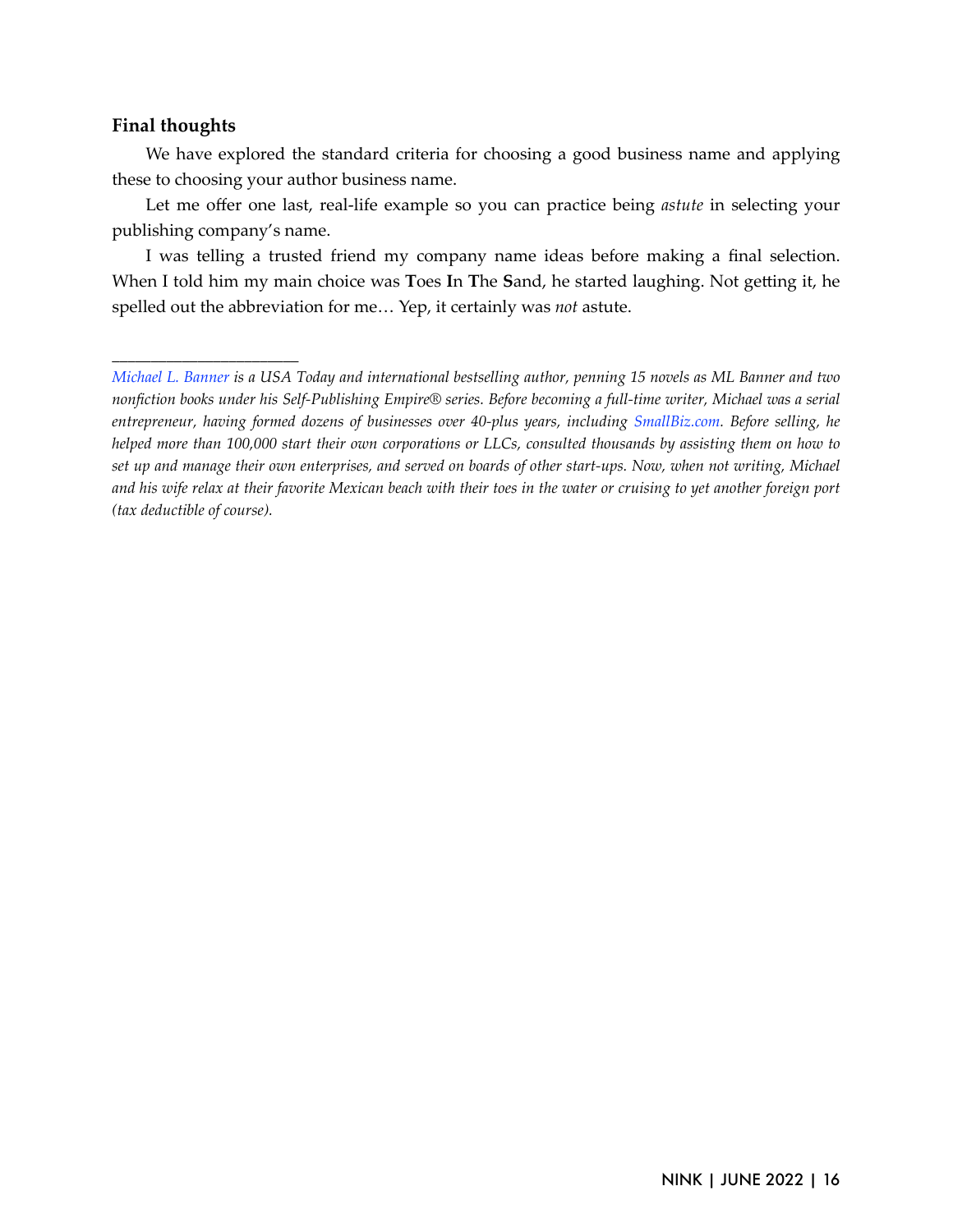### Final thoughts

We have explored the standard criteria for choosing a good business name and applying these to choosing your author business name.

Let me offer one last, real-life example so you can practice being *astute* in selecting your publishing company's name.

I was telling a trusted friend my company name ideas before making a final selection. When I told him my main choice was **T**oes **I**n **T**he **S**and, he started laughing. Not getting it, he spelled out the abbreviation for me… Yep, it certainly was *not* astute.

---

*Michael L. Banner is a USA Today and international bestselling author, penning 15 novels as ML Banner and two nonfiction books under his Self-Publishing Empire® series. Before becoming a full-time writer, Michael was a serial entrepreneur, having formed dozens of businesses over 40-plus years, including SmallBiz.com. Before selling, he helped more than 100,000 start their own corporations or LLCs, consulted thousands by assisting them on how to set up and manage their own enterprises, and served on boards of other start-ups. Now, when not writing, Michael and his wife relax at their favorite Mexican beach with their toes in the water or cruising to yet another foreign port (tax deductible of course).*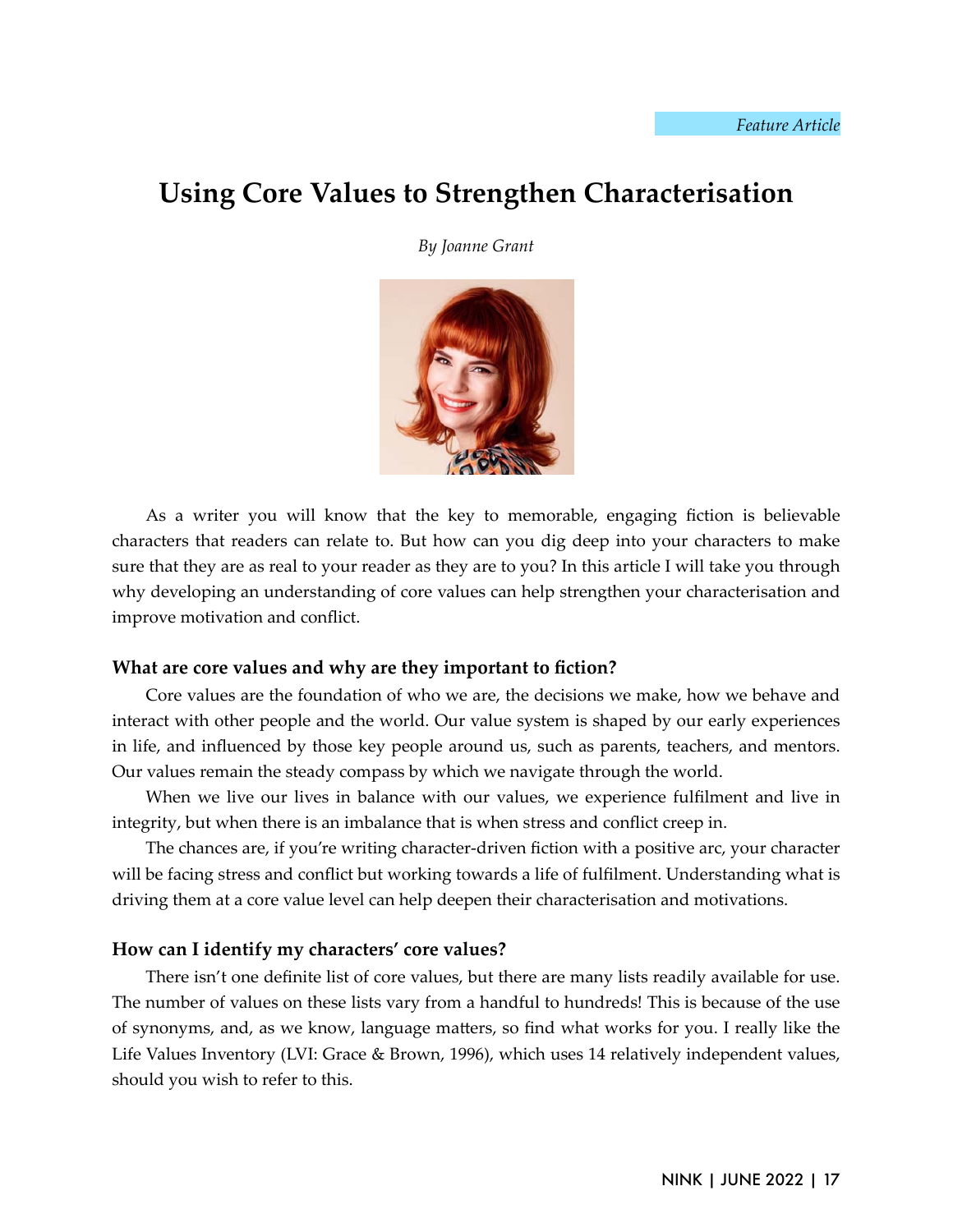*Feature Article*

# Using Core Values to Strengthen Characterisation

*By Joanne Grant*

As a writer you will know that the key to memorable, engaging fiction is believable characters that readers can relate to. But how can you dig deep into your characters to make sure that they are as real to your reader as they are to you? In this article I will take you through why developing an understanding of core values can help strengthen your characterisation and improve motivation and conflict.

### What are core values and why are they important to fiction?

Core values are the foundation of who we are, the decisions we make, how we behave and interact with other people and the world. Our value system is shaped by our early experiences in life, and influenced by those key people around us, such as parents, teachers, and mentors. Our values remain the steady compass by which we navigate through the world.

When we live our lives in balance with our values, we experience fulfilment and live in integrity, but when there is an imbalance that is when stress and conflict creep in.

The chances are, if you're writing character-driven fiction with a positive arc, your character will be facing stress and conflict but working towards a life of fulfilment. Understanding what is driving them at a core value level can help deepen their characterisation and motivations.

### How can I identify my characters' core values?

There isn't one definite list of core values, but there are many lists readily available for use. The number of values on these lists vary from a handful to hundreds! This is because of the use of synonyms, and, as we know, language matters, so find what works for you. I really like the Life Values Inventory (LVI: Grace & Brown, 1996), which uses 14 relatively independent values, should you wish to refer to this.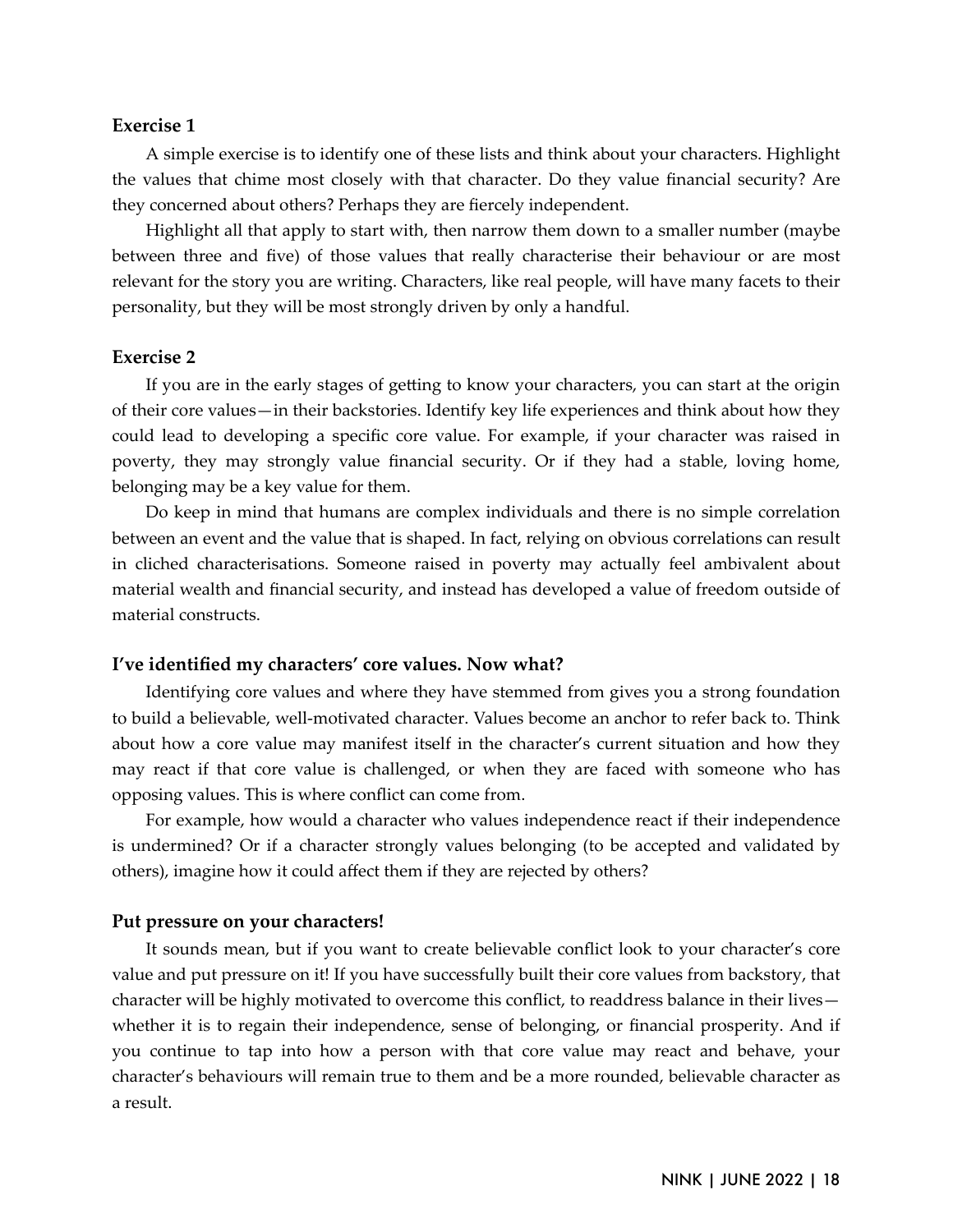### Exercise 1

A simple exercise is to identify one of these lists and think about your characters. Highlight the values that chime most closely with that character. Do they value financial security? Are they concerned about others? Perhaps they are fiercely independent.

Highlight all that apply to start with, then narrow them down to a smaller number (maybe between three and five) of those values that really characterise their behaviour or are most relevant for the story you are writing. Characters, like real people, will have many facets to their personality, but they will be most strongly driven by only a handful.

### Exercise 2

If you are in the early stages of getting to know your characters, you can start at the origin of their core values—in their backstories. Identify key life experiences and think about how they could lead to developing a specific core value. For example, if your character was raised in poverty, they may strongly value financial security. Or if they had a stable, loving home, belonging may be a key value for them.

Do keep in mind that humans are complex individuals and there is no simple correlation between an event and the value that is shaped. In fact, relying on obvious correlations can result in cliched characterisations. Someone raised in poverty may actually feel ambivalent about material wealth and financial security, and instead has developed a value of freedom outside of material constructs.

### I've identified my characters' core values. Now what?

Identifying core values and where they have stemmed from gives you a strong foundation to build a believable, well-motivated character. Values become an anchor to refer back to. Think about how a core value may manifest itself in the character's current situation and how they may react if that core value is challenged, or when they are faced with someone who has opposing values. This is where conflict can come from.

For example, how would a character who values independence react if their independence is undermined? Or if a character strongly values belonging (to be accepted and validated by others), imagine how it could affect them if they are rejected by others?

### Put pressure on your characters!

It sounds mean, but if you want to create believable conflict look to your character's core value and put pressure on it! If you have successfully built their core values from backstory, that character will be highly motivated to overcome this conflict, to readdress balance in their lives—whether it is to regain their independence, sense of belonging, or financial prosperity. And if you continue to tap into how a person with that core value may react and behave, your character's behaviours will remain true to them and be a more rounded, believable character as a result.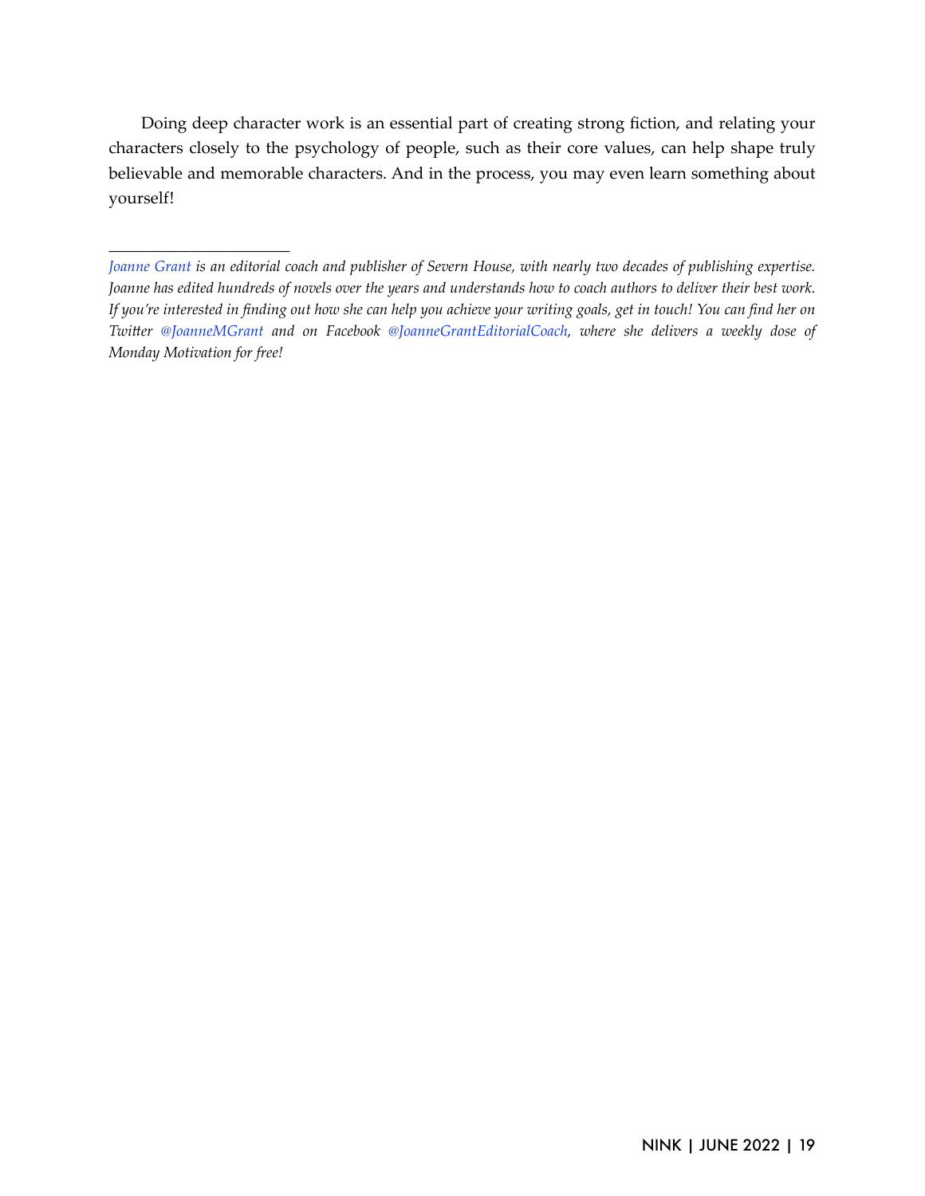Doing deep character work is an essential part of creating strong fiction, and relating your characters closely to the psychology of people, such as their core values, can help shape truly believable and memorable characters. And in the process, you may even learn something about yourself!

---

*Joanne Grant is an editorial coach and publisher of Severn House, with nearly two decades of publishing expertise. Joanne has edited hundreds of novels over the years and understands how to coach authors to deliver their best work. If you're interested in finding out how she can help you achieve your writing goals, get in touch! You can find her on Twitter @JoanneMGrant and on Facebook @JoanneGrantEditorialCoach, where she delivers a weekly dose of Monday Motivation for free!*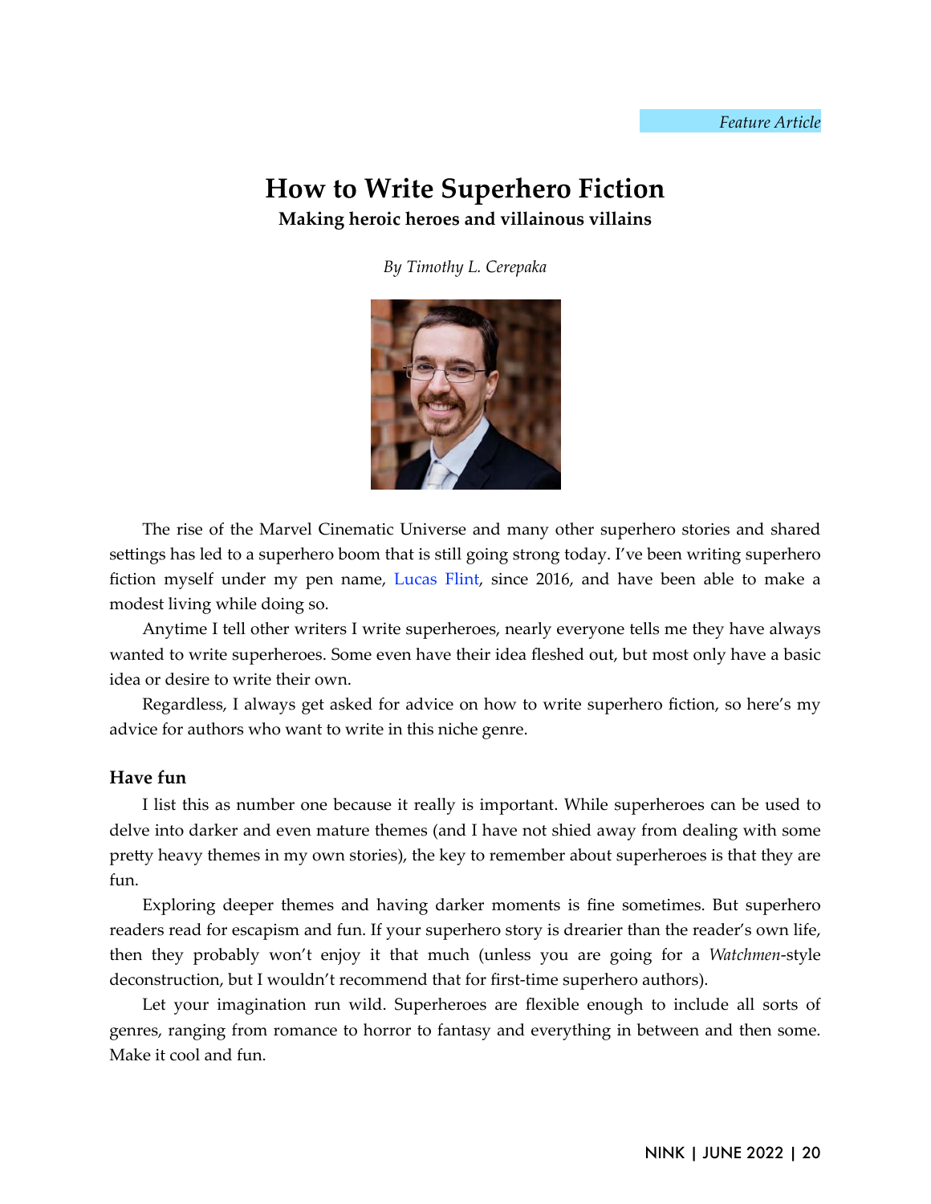*Feature Article*

# How to Write Superhero Fiction

**Making heroic heroes and villainous villains**

*By Timothy L. Cerepaka*

The rise of the Marvel Cinematic Universe and many other superhero stories and shared settings has led to a superhero boom that is still going strong today. I've been writing superhero fiction myself under my pen name, Lucas Flint, since 2016, and have been able to make a modest living while doing so.

Anytime I tell other writers I write superheroes, nearly everyone tells me they have always wanted to write superheroes. Some even have their idea fleshed out, but most only have a basic idea or desire to write their own.

Regardless, I always get asked for advice on how to write superhero fiction, so here's my advice for authors who want to write in this niche genre.

## Have fun

I list this as number one because it really is important. While superheroes can be used to delve into darker and even mature themes (and I have not shied away from dealing with some pretty heavy themes in my own stories), the key to remember about superheroes is that they are fun.

Exploring deeper themes and having darker moments is fine sometimes. But superhero readers read for escapism and fun. If your superhero story is drearier than the reader's own life, then they probably won't enjoy it that much (unless you are going for a *Watchmen*-style deconstruction, but I wouldn't recommend that for first-time superhero authors).

Let your imagination run wild. Superheroes are flexible enough to include all sorts of genres, ranging from romance to horror to fantasy and everything in between and then some. Make it cool and fun.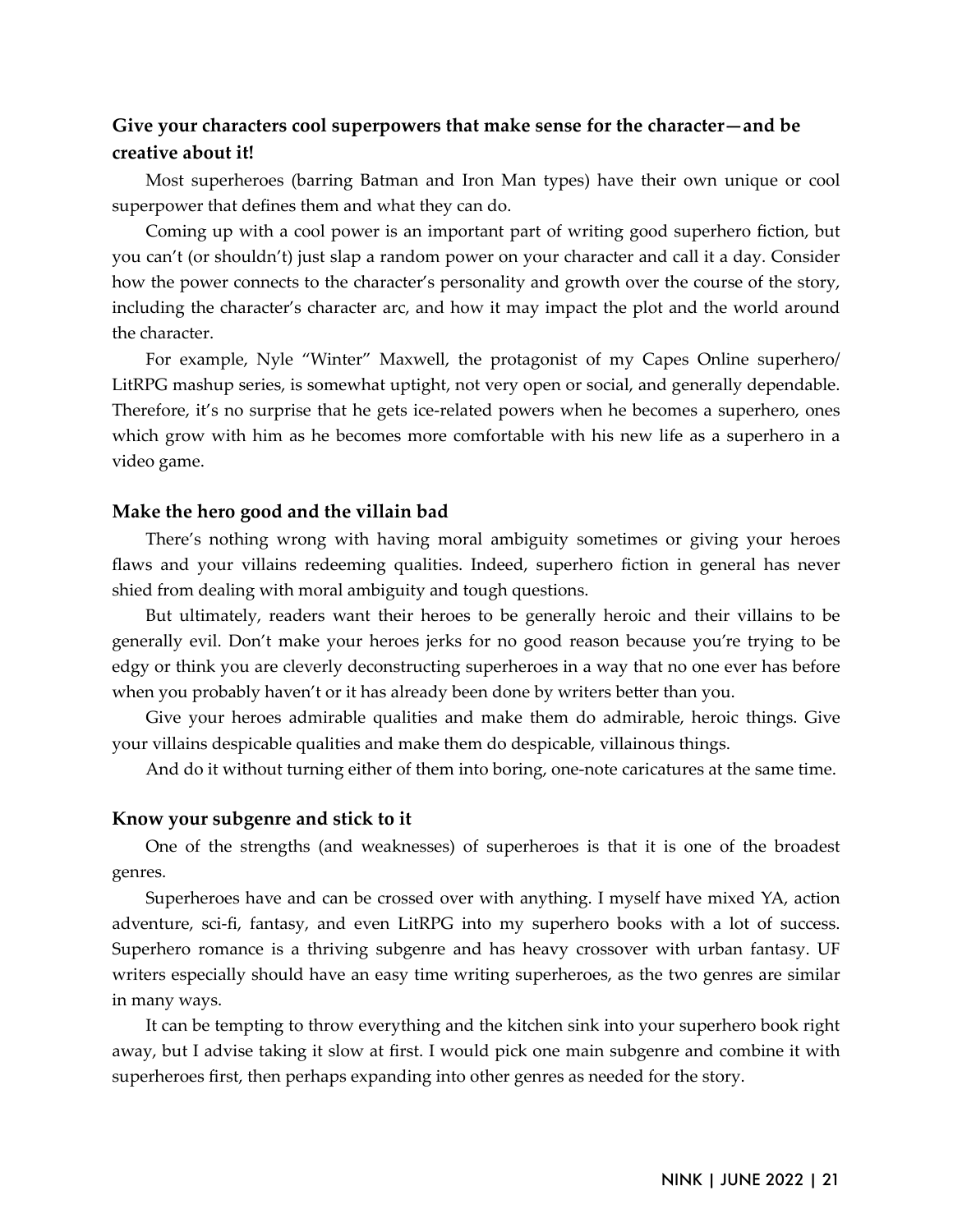### Give your characters cool superpowers that make sense for the character—and be creative about it!

Most superheroes (barring Batman and Iron Man types) have their own unique or cool superpower that defines them and what they can do.

Coming up with a cool power is an important part of writing good superhero fiction, but you can't (or shouldn't) just slap a random power on your character and call it a day. Consider how the power connects to the character's personality and growth over the course of the story, including the character's character arc, and how it may impact the plot and the world around the character.

For example, Nyle "Winter" Maxwell, the protagonist of my Capes Online superhero/LitRPG mashup series, is somewhat uptight, not very open or social, and generally dependable. Therefore, it's no surprise that he gets ice-related powers when he becomes a superhero, ones which grow with him as he becomes more comfortable with his new life as a superhero in a video game.

### Make the hero good and the villain bad

There's nothing wrong with having moral ambiguity sometimes or giving your heroes flaws and your villains redeeming qualities. Indeed, superhero fiction in general has never shied from dealing with moral ambiguity and tough questions.

But ultimately, readers want their heroes to be generally heroic and their villains to be generally evil. Don't make your heroes jerks for no good reason because you're trying to be edgy or think you are cleverly deconstructing superheroes in a way that no one ever has before when you probably haven't or it has already been done by writers better than you.

Give your heroes admirable qualities and make them do admirable, heroic things. Give your villains despicable qualities and make them do despicable, villainous things.

And do it without turning either of them into boring, one-note caricatures at the same time.

### Know your subgenre and stick to it

One of the strengths (and weaknesses) of superheroes is that it is one of the broadest genres.

Superheroes have and can be crossed over with anything. I myself have mixed YA, action adventure, sci-fi, fantasy, and even LitRPG into my superhero books with a lot of success. Superhero romance is a thriving subgenre and has heavy crossover with urban fantasy. UF writers especially should have an easy time writing superheroes, as the two genres are similar in many ways.

It can be tempting to throw everything and the kitchen sink into your superhero book right away, but I advise taking it slow at first. I would pick one main subgenre and combine it with superheroes first, then perhaps expanding into other genres as needed for the story.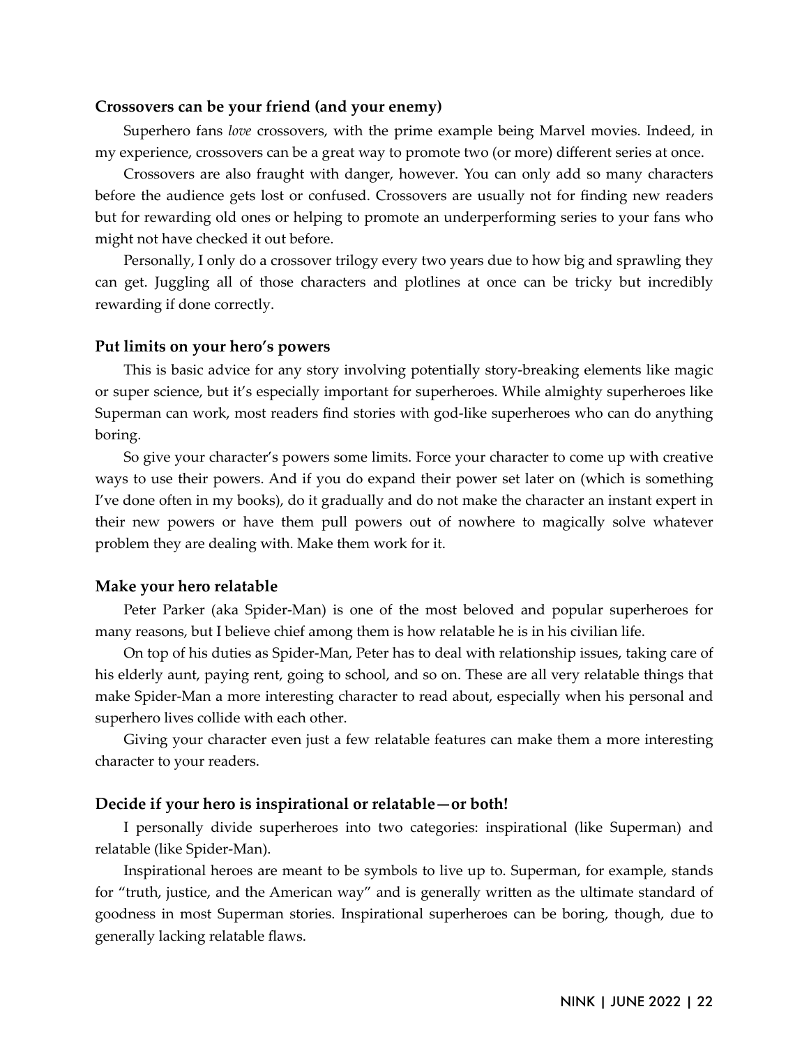### Crossovers can be your friend (and your enemy)

Superhero fans *love* crossovers, with the prime example being Marvel movies. Indeed, in my experience, crossovers can be a great way to promote two (or more) different series at once.

Crossovers are also fraught with danger, however. You can only add so many characters before the audience gets lost or confused. Crossovers are usually not for finding new readers but for rewarding old ones or helping to promote an underperforming series to your fans who might not have checked it out before.

Personally, I only do a crossover trilogy every two years due to how big and sprawling they can get. Juggling all of those characters and plotlines at once can be tricky but incredibly rewarding if done correctly.

### Put limits on your hero's powers

This is basic advice for any story involving potentially story-breaking elements like magic or super science, but it's especially important for superheroes. While almighty superheroes like Superman can work, most readers find stories with god-like superheroes who can do anything boring.

So give your character's powers some limits. Force your character to come up with creative ways to use their powers. And if you do expand their power set later on (which is something I've done often in my books), do it gradually and do not make the character an instant expert in their new powers or have them pull powers out of nowhere to magically solve whatever problem they are dealing with. Make them work for it.

### Make your hero relatable

Peter Parker (aka Spider-Man) is one of the most beloved and popular superheroes for many reasons, but I believe chief among them is how relatable he is in his civilian life.

On top of his duties as Spider-Man, Peter has to deal with relationship issues, taking care of his elderly aunt, paying rent, going to school, and so on. These are all very relatable things that make Spider-Man a more interesting character to read about, especially when his personal and superhero lives collide with each other.

Giving your character even just a few relatable features can make them a more interesting character to your readers.

### Decide if your hero is inspirational or relatable—or both!

I personally divide superheroes into two categories: inspirational (like Superman) and relatable (like Spider-Man).

Inspirational heroes are meant to be symbols to live up to. Superman, for example, stands for "truth, justice, and the American way" and is generally written as the ultimate standard of goodness in most Superman stories. Inspirational superheroes can be boring, though, due to generally lacking relatable flaws.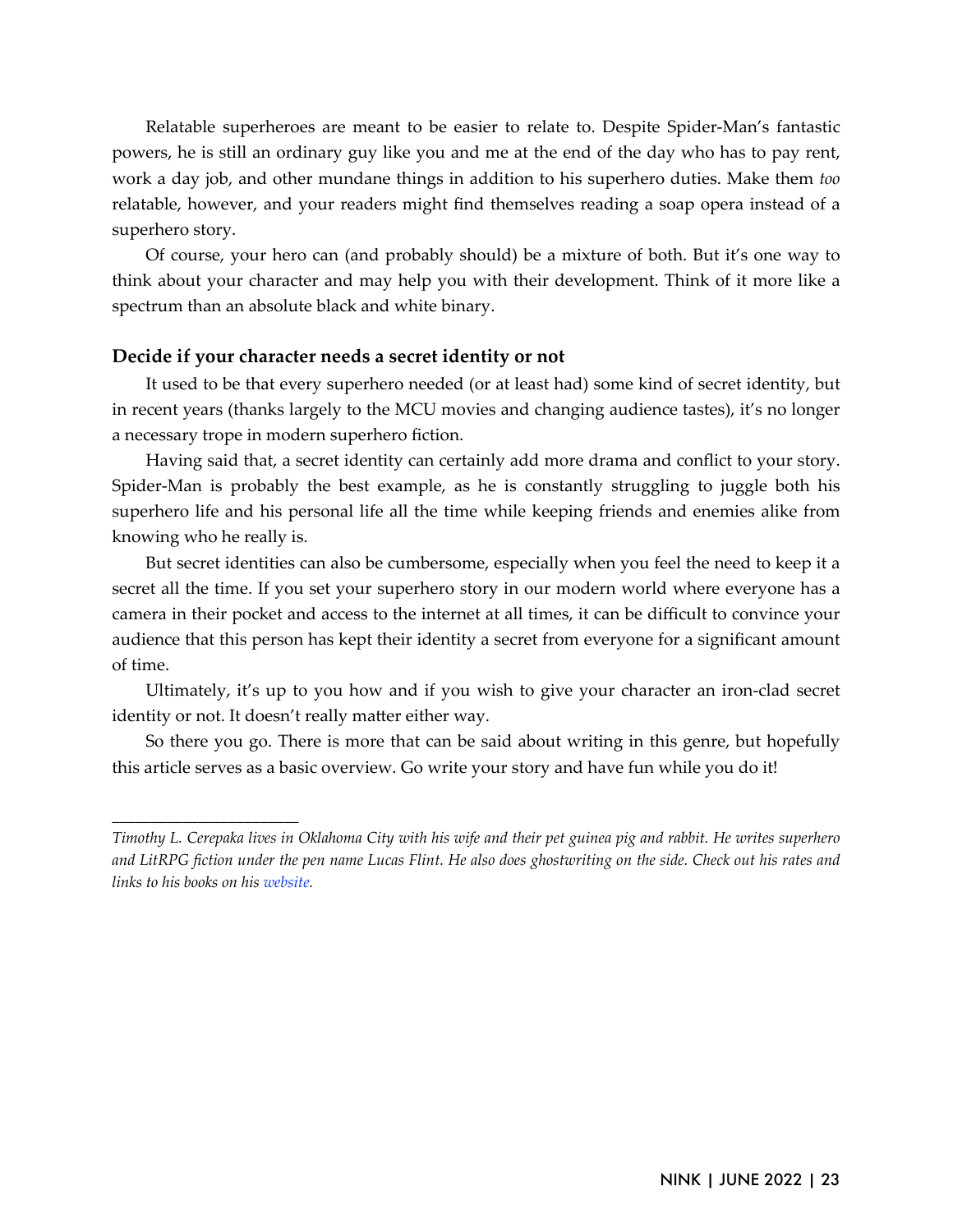Relatable superheroes are meant to be easier to relate to. Despite Spider-Man's fantastic powers, he is still an ordinary guy like you and me at the end of the day who has to pay rent, work a day job, and other mundane things in addition to his superhero duties. Make them *too* relatable, however, and your readers might find themselves reading a soap opera instead of a superhero story.

Of course, your hero can (and probably should) be a mixture of both. But it's one way to think about your character and may help you with their development. Think of it more like a spectrum than an absolute black and white binary.

### Decide if your character needs a secret identity or not

It used to be that every superhero needed (or at least had) some kind of secret identity, but in recent years (thanks largely to the MCU movies and changing audience tastes), it's no longer a necessary trope in modern superhero fiction.

Having said that, a secret identity can certainly add more drama and conflict to your story. Spider-Man is probably the best example, as he is constantly struggling to juggle both his superhero life and his personal life all the time while keeping friends and enemies alike from knowing who he really is.

But secret identities can also be cumbersome, especially when you feel the need to keep it a secret all the time. If you set your superhero story in our modern world where everyone has a camera in their pocket and access to the internet at all times, it can be difficult to convince your audience that this person has kept their identity a secret from everyone for a significant amount of time.

Ultimately, it's up to you how and if you wish to give your character an iron-clad secret identity or not. It doesn't really matter either way.

So there you go. There is more that can be said about writing in this genre, but hopefully this article serves as a basic overview. Go write your story and have fun while you do it!

---

*Timothy L. Cerepaka lives in Oklahoma City with his wife and their pet guinea pig and rabbit. He writes superhero and LitRPG fiction under the pen name Lucas Flint. He also does ghostwriting on the side. Check out his rates and links to his books on his website.*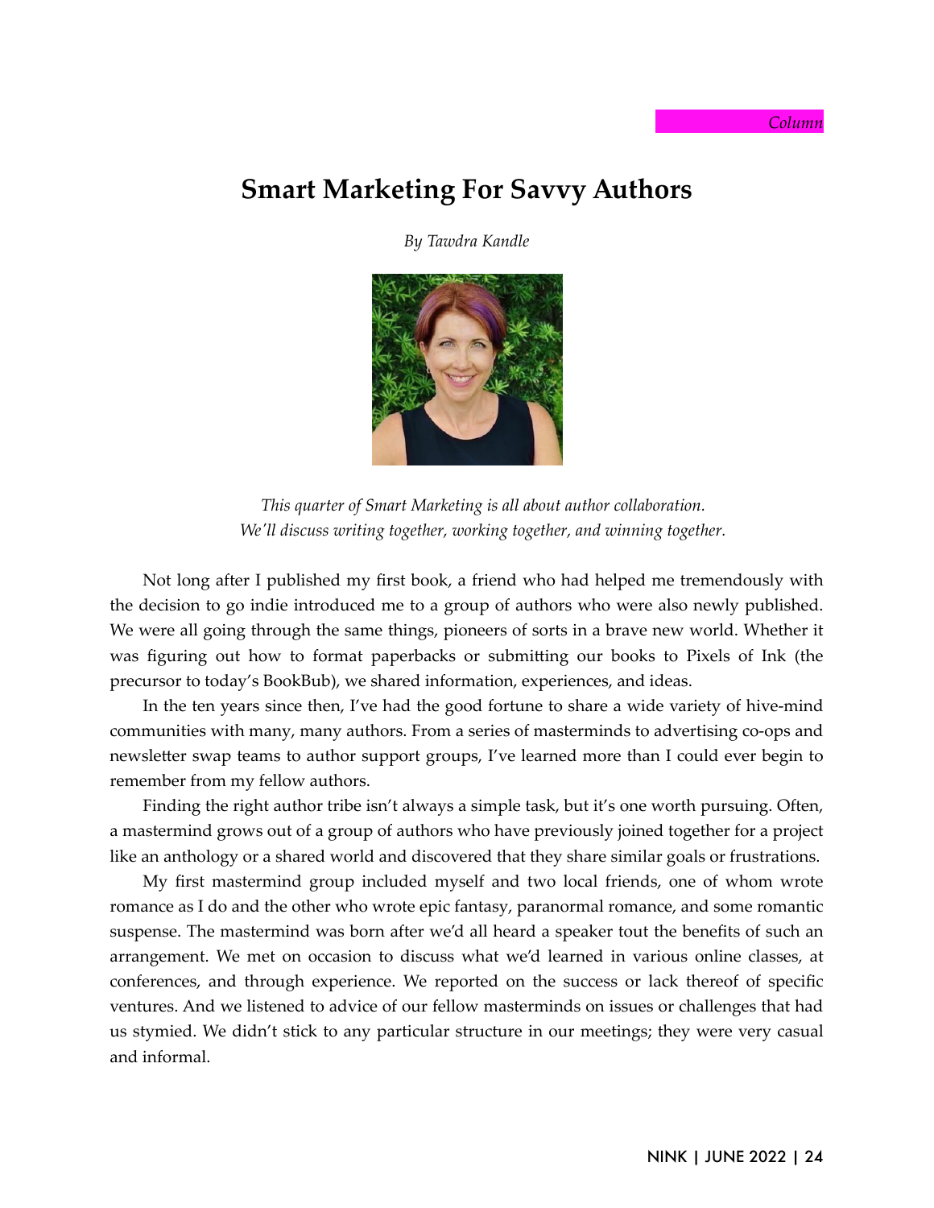*Column*

# Smart Marketing For Savvy Authors

*By Tawdra Kandle*

*This quarter of Smart Marketing is all about author collaboration. We'll discuss writing together, working together, and winning together.*

Not long after I published my first book, a friend who had helped me tremendously with the decision to go indie introduced me to a group of authors who were also newly published. We were all going through the same things, pioneers of sorts in a brave new world. Whether it was figuring out how to format paperbacks or submitting our books to Pixels of Ink (the precursor to today's BookBub), we shared information, experiences, and ideas.

In the ten years since then, I've had the good fortune to share a wide variety of hive-mind communities with many, many authors. From a series of masterminds to advertising co-ops and newsletter swap teams to author support groups, I've learned more than I could ever begin to remember from my fellow authors.

Finding the right author tribe isn't always a simple task, but it's one worth pursuing. Often, a mastermind grows out of a group of authors who have previously joined together for a project like an anthology or a shared world and discovered that they share similar goals or frustrations.

My first mastermind group included myself and two local friends, one of whom wrote romance as I do and the other who wrote epic fantasy, paranormal romance, and some romantic suspense. The mastermind was born after we'd all heard a speaker tout the benefits of such an arrangement. We met on occasion to discuss what we'd learned in various online classes, at conferences, and through experience. We reported on the success or lack thereof of specific ventures. And we listened to advice of our fellow masterminds on issues or challenges that had us stymied. We didn't stick to any particular structure in our meetings; they were very casual and informal.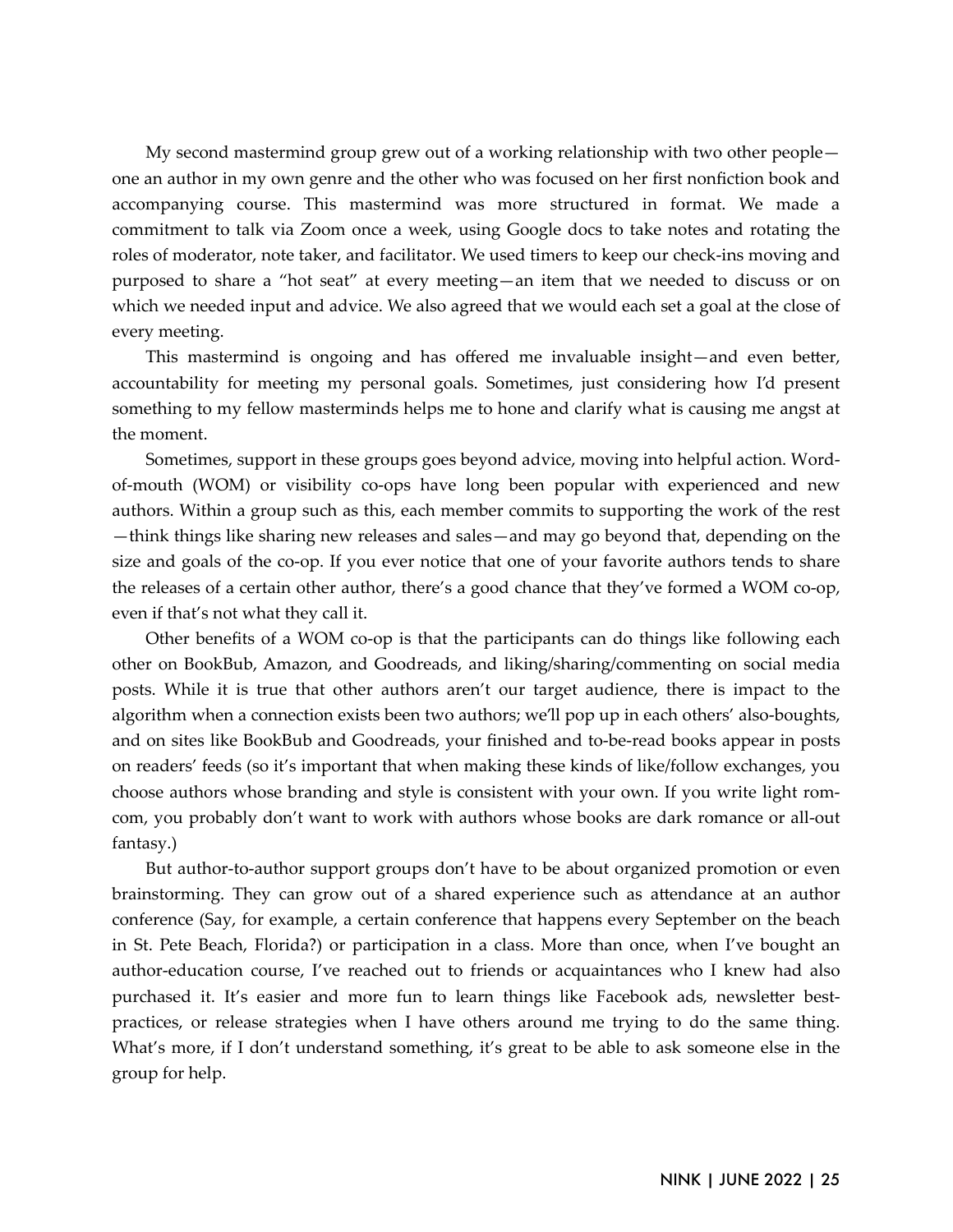My second mastermind group grew out of a working relationship with two other people—one an author in my own genre and the other who was focused on her first nonfiction book and accompanying course. This mastermind was more structured in format. We made a commitment to talk via Zoom once a week, using Google docs to take notes and rotating the roles of moderator, note taker, and facilitator. We used timers to keep our check-ins moving and purposed to share a "hot seat" at every meeting—an item that we needed to discuss or on which we needed input and advice. We also agreed that we would each set a goal at the close of every meeting.

This mastermind is ongoing and has offered me invaluable insight—and even better, accountability for meeting my personal goals. Sometimes, just considering how I'd present something to my fellow masterminds helps me to hone and clarify what is causing me angst at the moment.

Sometimes, support in these groups goes beyond advice, moving into helpful action. Word-of-mouth (WOM) or visibility co-ops have long been popular with experienced and new authors. Within a group such as this, each member commits to supporting the work of the rest—think things like sharing new releases and sales—and may go beyond that, depending on the size and goals of the co-op. If you ever notice that one of your favorite authors tends to share the releases of a certain other author, there's a good chance that they've formed a WOM co-op, even if that's not what they call it.

Other benefits of a WOM co-op is that the participants can do things like following each other on BookBub, Amazon, and Goodreads, and liking/sharing/commenting on social media posts. While it is true that other authors aren't our target audience, there is impact to the algorithm when a connection exists been two authors; we'll pop up in each others' also-boughts, and on sites like BookBub and Goodreads, your finished and to-be-read books appear in posts on readers' feeds (so it's important that when making these kinds of like/follow exchanges, you choose authors whose branding and style is consistent with your own. If you write light rom-com, you probably don't want to work with authors whose books are dark romance or all-out fantasy.)

But author-to-author support groups don't have to be about organized promotion or even brainstorming. They can grow out of a shared experience such as attendance at an author conference (Say, for example, a certain conference that happens every September on the beach in St. Pete Beach, Florida?) or participation in a class. More than once, when I've bought an author-education course, I've reached out to friends or acquaintances who I knew had also purchased it. It's easier and more fun to learn things like Facebook ads, newsletter best-practices, or release strategies when I have others around me trying to do the same thing. What's more, if I don't understand something, it's great to be able to ask someone else in the group for help.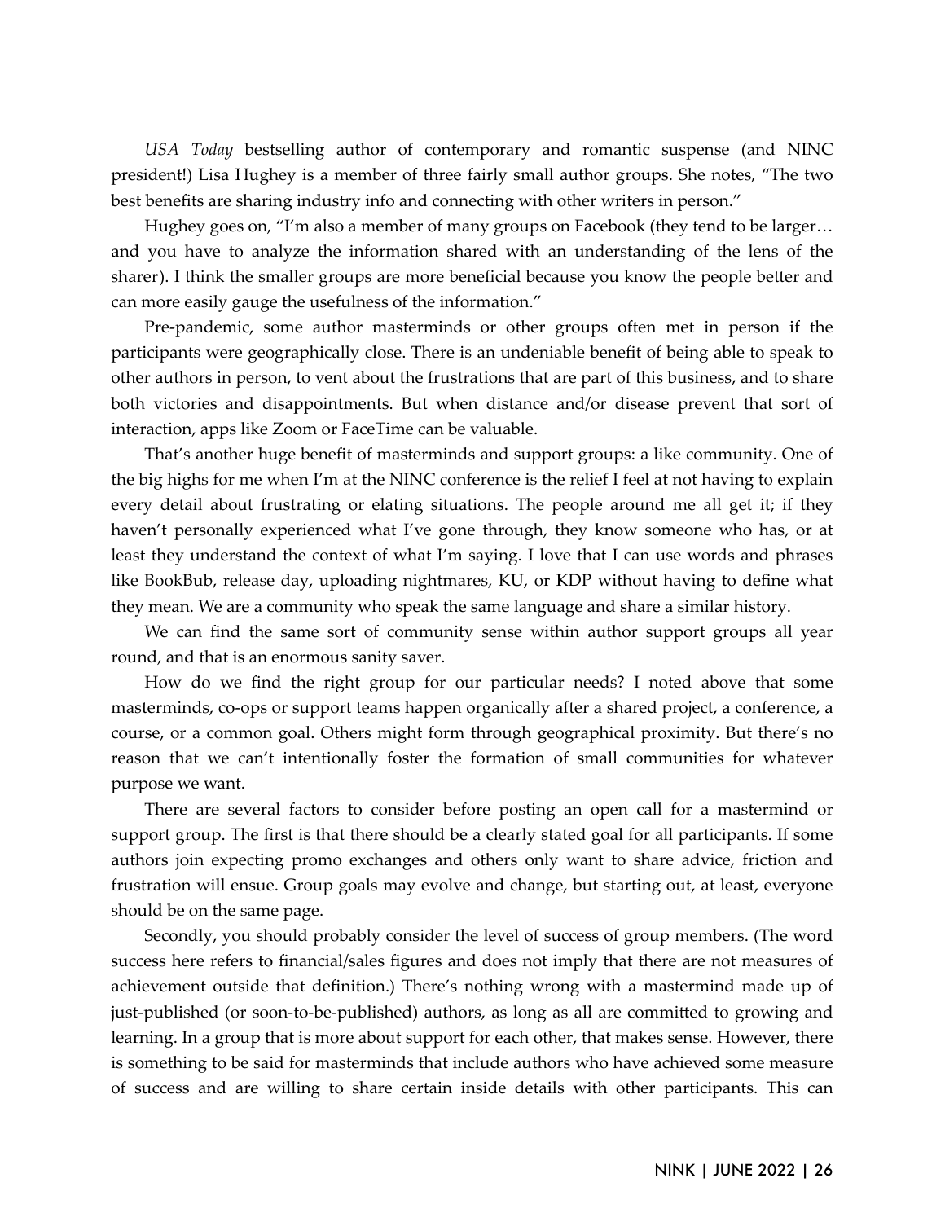*USA Today* bestselling author of contemporary and romantic suspense (and NINC president!) Lisa Hughey is a member of three fairly small author groups. She notes, "The two best benefits are sharing industry info and connecting with other writers in person."

Hughey goes on, "I'm also a member of many groups on Facebook (they tend to be larger… and you have to analyze the information shared with an understanding of the lens of the sharer). I think the smaller groups are more beneficial because you know the people better and can more easily gauge the usefulness of the information."

Pre-pandemic, some author masterminds or other groups often met in person if the participants were geographically close. There is an undeniable benefit of being able to speak to other authors in person, to vent about the frustrations that are part of this business, and to share both victories and disappointments. But when distance and/or disease prevent that sort of interaction, apps like Zoom or FaceTime can be valuable.

That's another huge benefit of masterminds and support groups: a like community. One of the big highs for me when I'm at the NINC conference is the relief I feel at not having to explain every detail about frustrating or elating situations. The people around me all get it; if they haven't personally experienced what I've gone through, they know someone who has, or at least they understand the context of what I'm saying. I love that I can use words and phrases like BookBub, release day, uploading nightmares, KU, or KDP without having to define what they mean. We are a community who speak the same language and share a similar history.

We can find the same sort of community sense within author support groups all year round, and that is an enormous sanity saver.

How do we find the right group for our particular needs? I noted above that some masterminds, co-ops or support teams happen organically after a shared project, a conference, a course, or a common goal. Others might form through geographical proximity. But there's no reason that we can't intentionally foster the formation of small communities for whatever purpose we want.

There are several factors to consider before posting an open call for a mastermind or support group. The first is that there should be a clearly stated goal for all participants. If some authors join expecting promo exchanges and others only want to share advice, friction and frustration will ensue. Group goals may evolve and change, but starting out, at least, everyone should be on the same page.

Secondly, you should probably consider the level of success of group members. (The word success here refers to financial/sales figures and does not imply that there are not measures of achievement outside that definition.) There's nothing wrong with a mastermind made up of just-published (or soon-to-be-published) authors, as long as all are committed to growing and learning. In a group that is more about support for each other, that makes sense. However, there is something to be said for masterminds that include authors who have achieved some measure of success and are willing to share certain inside details with other participants. This can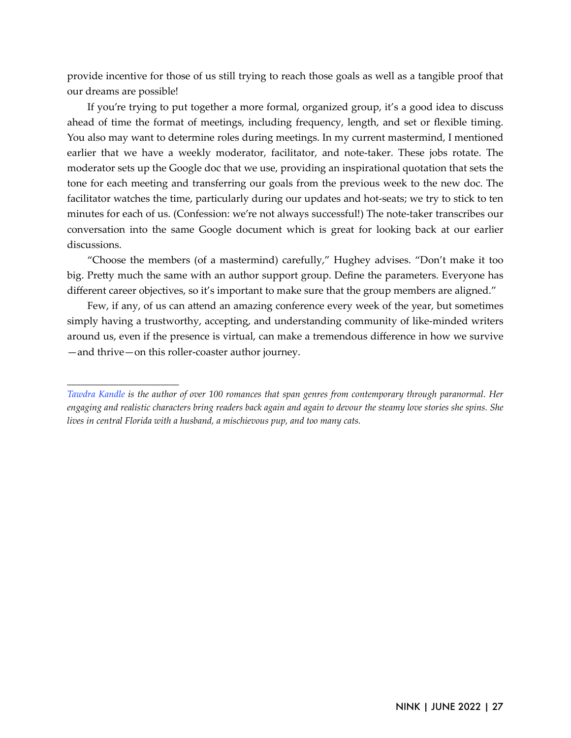provide incentive for those of us still trying to reach those goals as well as a tangible proof that our dreams are possible!

If you're trying to put together a more formal, organized group, it's a good idea to discuss ahead of time the format of meetings, including frequency, length, and set or flexible timing. You also may want to determine roles during meetings. In my current mastermind, I mentioned earlier that we have a weekly moderator, facilitator, and note-taker. These jobs rotate. The moderator sets up the Google doc that we use, providing an inspirational quotation that sets the tone for each meeting and transferring our goals from the previous week to the new doc. The facilitator watches the time, particularly during our updates and hot-seats; we try to stick to ten minutes for each of us. (Confession: we're not always successful!) The note-taker transcribes our conversation into the same Google document which is great for looking back at our earlier discussions.

"Choose the members (of a mastermind) carefully," Hughey advises. "Don't make it too big. Pretty much the same with an author support group. Define the parameters. Everyone has different career objectives, so it's important to make sure that the group members are aligned."

Few, if any, of us can attend an amazing conference every week of the year, but sometimes simply having a trustworthy, accepting, and understanding community of like-minded writers around us, even if the presence is virtual, can make a tremendous difference in how we survive—and thrive—on this roller-coaster author journey.

---

*Tawdra Kandle is the author of over 100 romances that span genres from contemporary through paranormal. Her engaging and realistic characters bring readers back again and again to devour the steamy love stories she spins. She lives in central Florida with a husband, a mischievous pup, and too many cats.*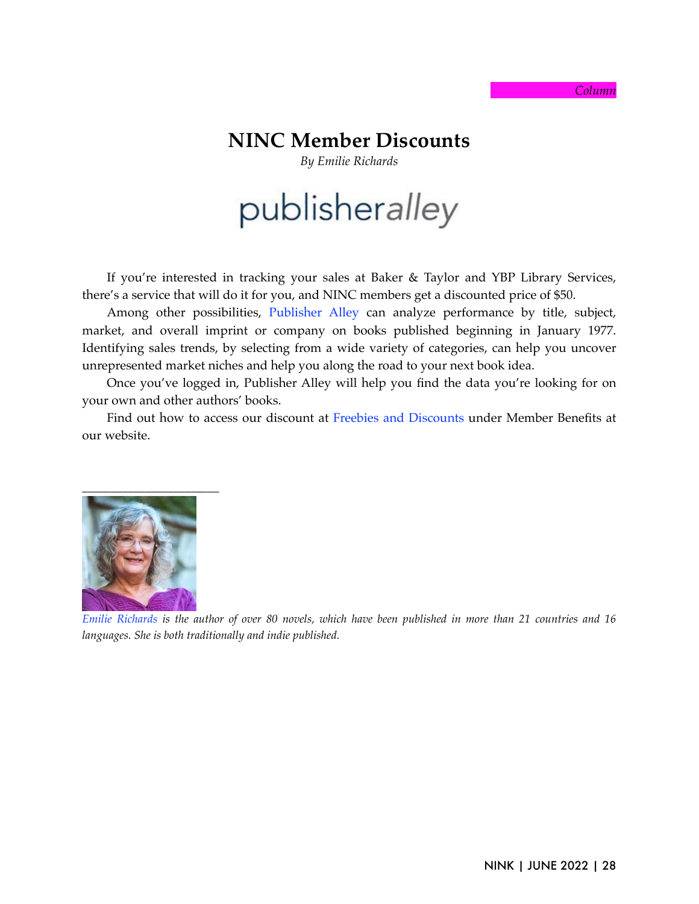*Column*

# NINC Member Discounts

*By Emilie Richards*

publisheralley

If you're interested in tracking your sales at Baker & Taylor and YBP Library Services, there's a service that will do it for you, and NINC members get a discounted price of $50.

Among other possibilities, Publisher Alley can analyze performance by title, subject, market, and overall imprint or company on books published beginning in January 1977. Identifying sales trends, by selecting from a wide variety of categories, can help you uncover unrepresented market niches and help you along the road to your next book idea.

Once you've logged in, Publisher Alley will help you find the data you're looking for on your own and other authors' books.

Find out how to access our discount at Freebies and Discounts under Member Benefits at our website.

---

*Emilie Richards is the author of over 80 novels, which have been published in more than 21 countries and 16 languages. She is both traditionally and indie published.*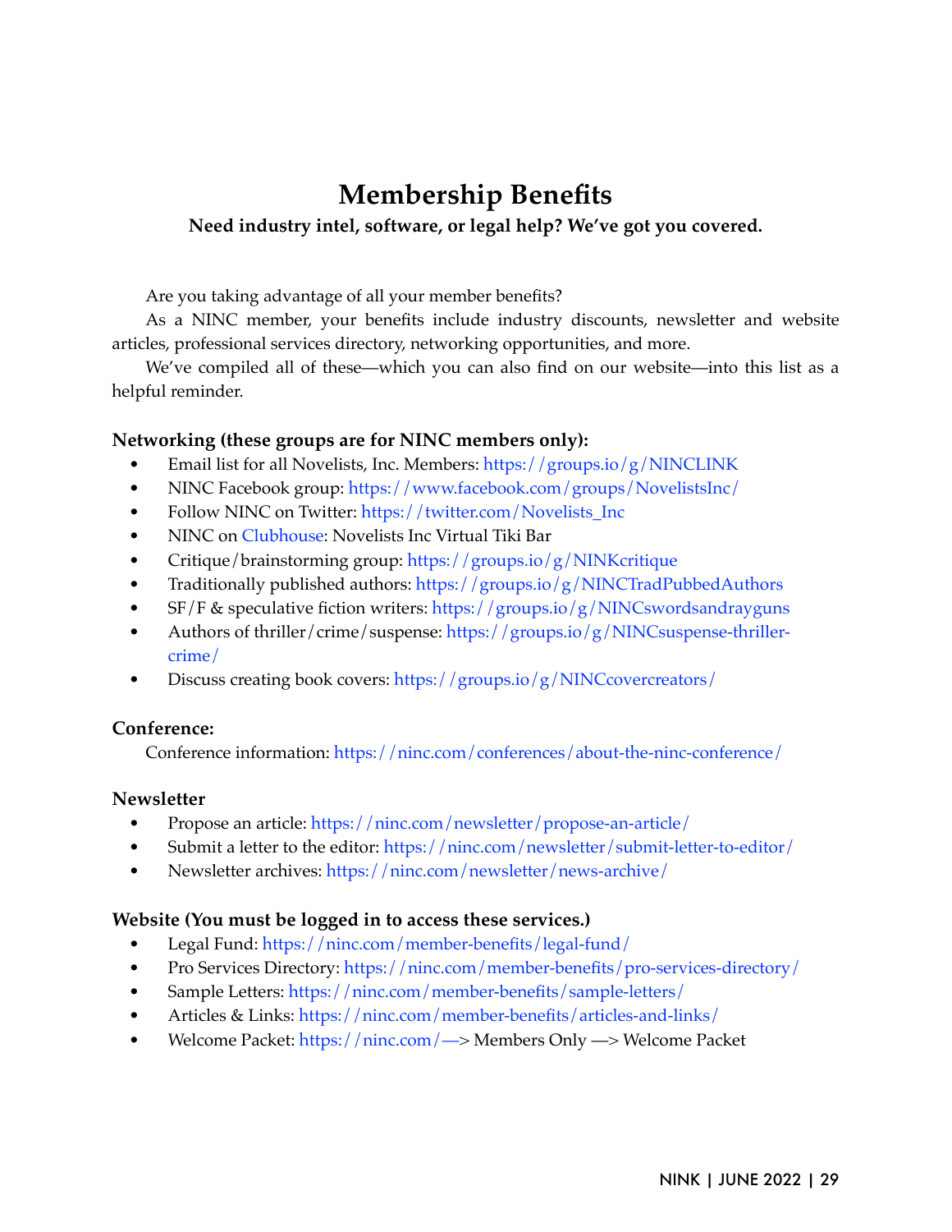# Membership Benefits

**Need industry intel, software, or legal help? We've got you covered.**

Are you taking advantage of all your member benefits?

As a NINC member, your benefits include industry discounts, newsletter and website articles, professional services directory, networking opportunities, and more.

We've compiled all of these—which you can also find on our website—into this list as a helpful reminder.

**Networking (these groups are for NINC members only):**

- Email list for all Novelists, Inc. Members: https://groups.io/g/NINCLINK
- NINC Facebook group: https://www.facebook.com/groups/NovelistsInc/
- Follow NINC on Twitter: https://twitter.com/Novelists_Inc
- NINC on Clubhouse: Novelists Inc Virtual Tiki Bar
- Critique/brainstorming group: https://groups.io/g/NINKcritique
- Traditionally published authors: https://groups.io/g/NINCTradPubbedAuthors
- SF/F & speculative fiction writers: https://groups.io/g/NINCswordsandrayguns
- Authors of thriller/crime/suspense: https://groups.io/g/NINCsuspense-thriller-crime/
- Discuss creating book covers: https://groups.io/g/NINCcovercreators/

**Conference:**

Conference information: https://ninc.com/conferences/about-the-ninc-conference/

**Newsletter**

- Propose an article: https://ninc.com/newsletter/propose-an-article/
- Submit a letter to the editor: https://ninc.com/newsletter/submit-letter-to-editor/
- Newsletter archives: https://ninc.com/newsletter/news-archive/

**Website (You must be logged in to access these services.)**

- Legal Fund: https://ninc.com/member-benefits/legal-fund/
- Pro Services Directory: https://ninc.com/member-benefits/pro-services-directory/
- Sample Letters: https://ninc.com/member-benefits/sample-letters/
- Articles & Links: https://ninc.com/member-benefits/articles-and-links/
- Welcome Packet: https://ninc.com/—> Members Only —> Welcome Packet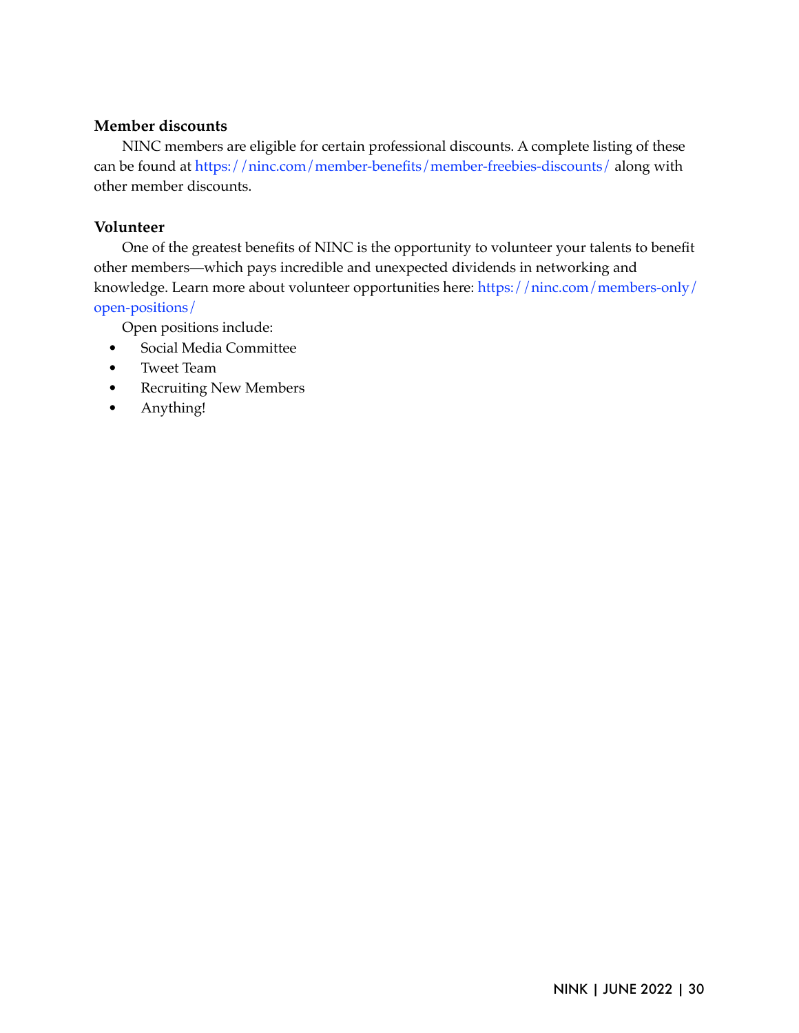### Member discounts

NINC members are eligible for certain professional discounts. A complete listing of these can be found at https://ninc.com/member-benefits/member-freebies-discounts/ along with other member discounts.

### Volunteer

One of the greatest benefits of NINC is the opportunity to volunteer your talents to benefit other members—which pays incredible and unexpected dividends in networking and knowledge. Learn more about volunteer opportunities here: https://ninc.com/members-only/open-positions/

Open positions include:

- Social Media Committee
- Tweet Team
- Recruiting New Members
- Anything!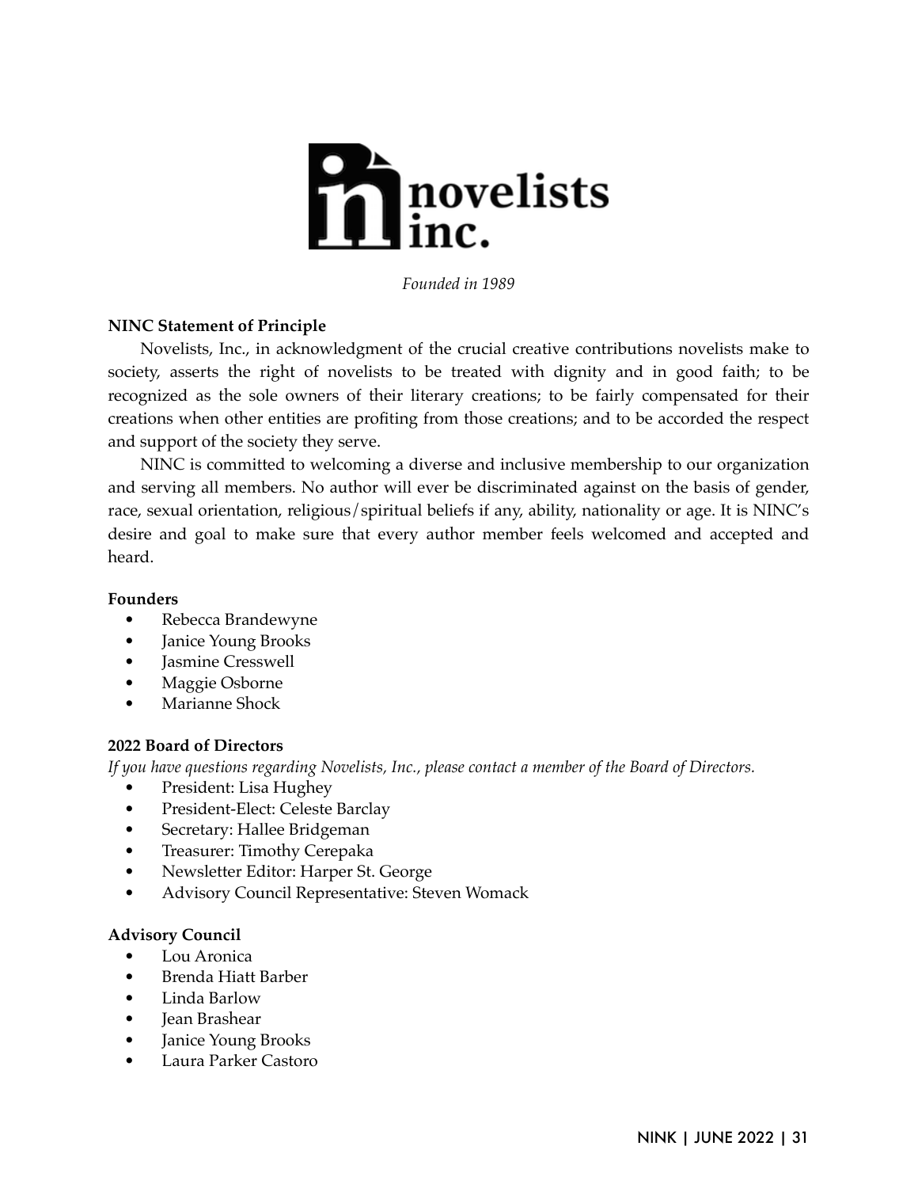novelists inc.

*Founded in 1989*

**NINC Statement of Principle**

Novelists, Inc., in acknowledgment of the crucial creative contributions novelists make to society, asserts the right of novelists to be treated with dignity and in good faith; to be recognized as the sole owners of their literary creations; to be fairly compensated for their creations when other entities are profiting from those creations; and to be accorded the respect and support of the society they serve.

NINC is committed to welcoming a diverse and inclusive membership to our organization and serving all members. No author will ever be discriminated against on the basis of gender, race, sexual orientation, religious/spiritual beliefs if any, ability, nationality or age. It is NINC's desire and goal to make sure that every author member feels welcomed and accepted and heard.

**Founders**

- Rebecca Brandewyne
- Janice Young Brooks
- Jasmine Cresswell
- Maggie Osborne
- Marianne Shock

**2022 Board of Directors**

*If you have questions regarding Novelists, Inc., please contact a member of the Board of Directors.*

- President: Lisa Hughey
- President-Elect: Celeste Barclay
- Secretary: Hallee Bridgeman
- Treasurer: Timothy Cerepaka
- Newsletter Editor: Harper St. George
- Advisory Council Representative: Steven Womack

**Advisory Council**

- Lou Aronica
- Brenda Hiatt Barber
- Linda Barlow
- Jean Brashear
- Janice Young Brooks
- Laura Parker Castoro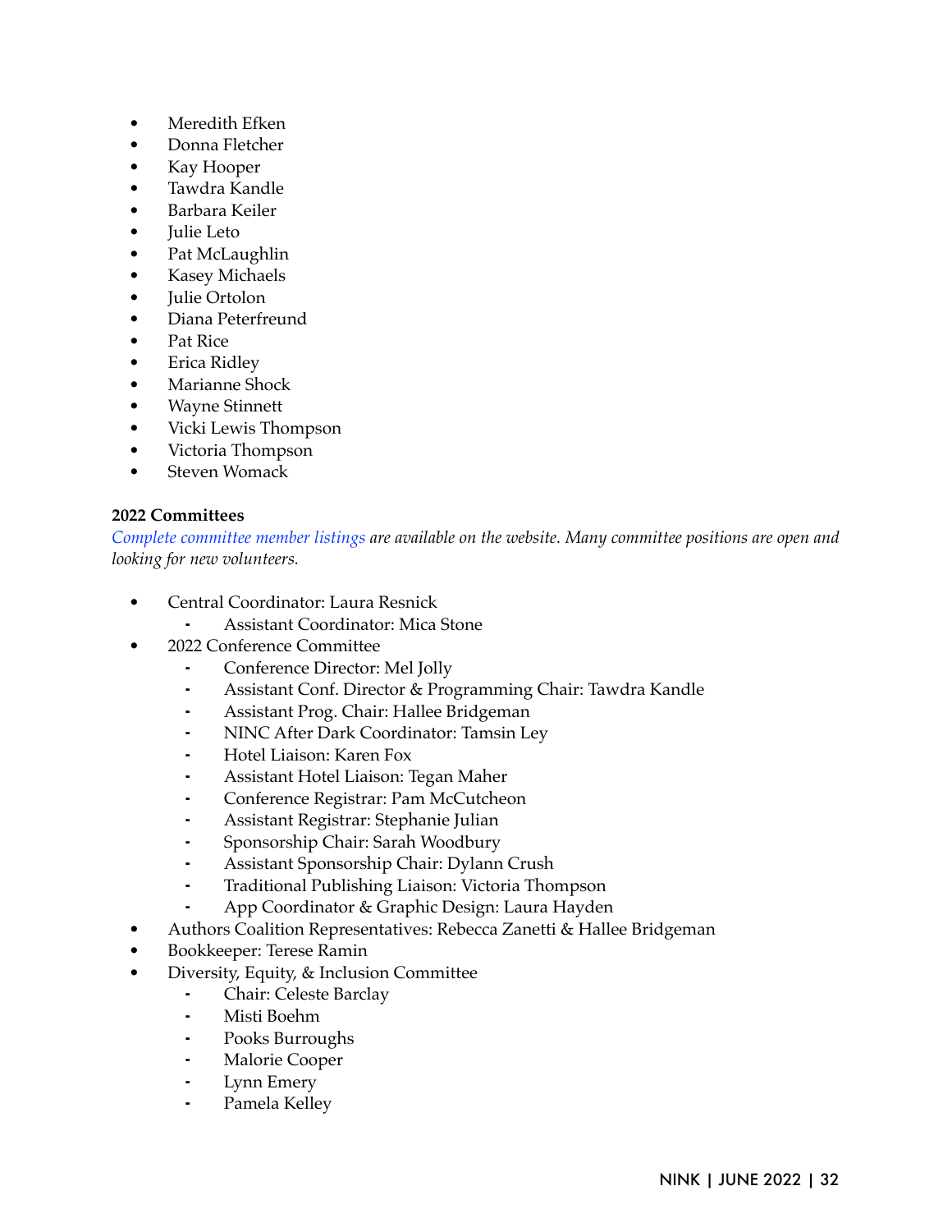- Meredith Efken
- Donna Fletcher
- Kay Hooper
- Tawdra Kandle
- Barbara Keiler
- Julie Leto
- Pat McLaughlin
- Kasey Michaels
- Julie Ortolon
- Diana Peterfreund
- Pat Rice
- Erica Ridley
- Marianne Shock
- Wayne Stinnett
- Vicki Lewis Thompson
- Victoria Thompson
- Steven Womack

**2022 Committees**

*Complete committee member listings are available on the website. Many committee positions are open and looking for new volunteers.*

- Central Coordinator: Laura Resnick
  - Assistant Coordinator: Mica Stone
- 2022 Conference Committee
  - Conference Director: Mel Jolly
  - Assistant Conf. Director & Programming Chair: Tawdra Kandle
  - Assistant Prog. Chair: Hallee Bridgeman
  - NINC After Dark Coordinator: Tamsin Ley
  - Hotel Liaison: Karen Fox
  - Assistant Hotel Liaison: Tegan Maher
  - Conference Registrar: Pam McCutcheon
  - Assistant Registrar: Stephanie Julian
  - Sponsorship Chair: Sarah Woodbury
  - Assistant Sponsorship Chair: Dylann Crush
  - Traditional Publishing Liaison: Victoria Thompson
  - App Coordinator & Graphic Design: Laura Hayden
- Authors Coalition Representatives: Rebecca Zanetti & Hallee Bridgeman
- Bookkeeper: Terese Ramin
- Diversity, Equity, & Inclusion Committee
  - Chair: Celeste Barclay
  - Misti Boehm
  - Pooks Burroughs
  - Malorie Cooper
  - Lynn Emery
  - Pamela Kelley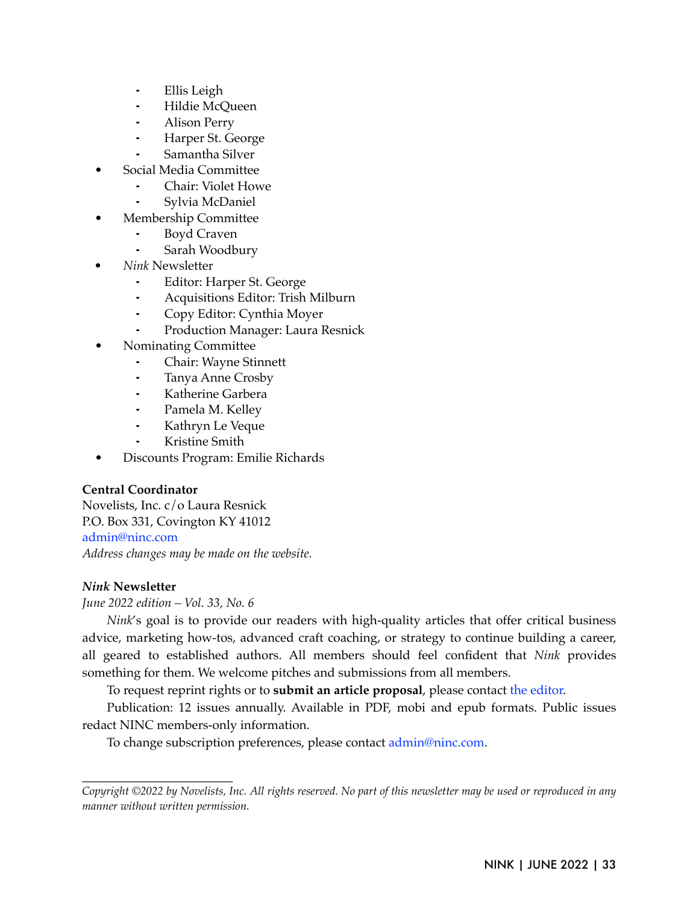- Ellis Leigh
    - Hildie McQueen
    - Alison Perry
    - Harper St. George
    - Samantha Silver
- Social Media Committee
    - Chair: Violet Howe
    - Sylvia McDaniel
- Membership Committee
    - Boyd Craven
    - Sarah Woodbury
- *Nink* Newsletter
    - Editor: Harper St. George
    - Acquisitions Editor: Trish Milburn
    - Copy Editor: Cynthia Moyer
    - Production Manager: Laura Resnick
- Nominating Committee
    - Chair: Wayne Stinnett
    - Tanya Anne Crosby
    - Katherine Garbera
    - Pamela M. Kelley
    - Kathryn Le Veque
    - Kristine Smith
- Discounts Program: Emilie Richards

**Central Coordinator**
Novelists, Inc. c/o Laura Resnick
P.O. Box 331, Covington KY 41012
admin@ninc.com
*Address changes may be made on the website.*

***Nink* Newsletter**
*June 2022 edition – Vol. 33, No. 6*

*Nink*'s goal is to provide our readers with high-quality articles that offer critical business advice, marketing how-tos, advanced craft coaching, or strategy to continue building a career, all geared to established authors. All members should feel confident that *Nink* provides something for them. We welcome pitches and submissions from all members.

To request reprint rights or to **submit an article proposal**, please contact the editor.

Publication: 12 issues annually. Available in PDF, mobi and epub formats. Public issues redact NINC members-only information.

To change subscription preferences, please contact admin@ninc.com.

---

*Copyright ©2022 by Novelists, Inc. All rights reserved. No part of this newsletter may be used or reproduced in any manner without written permission.*